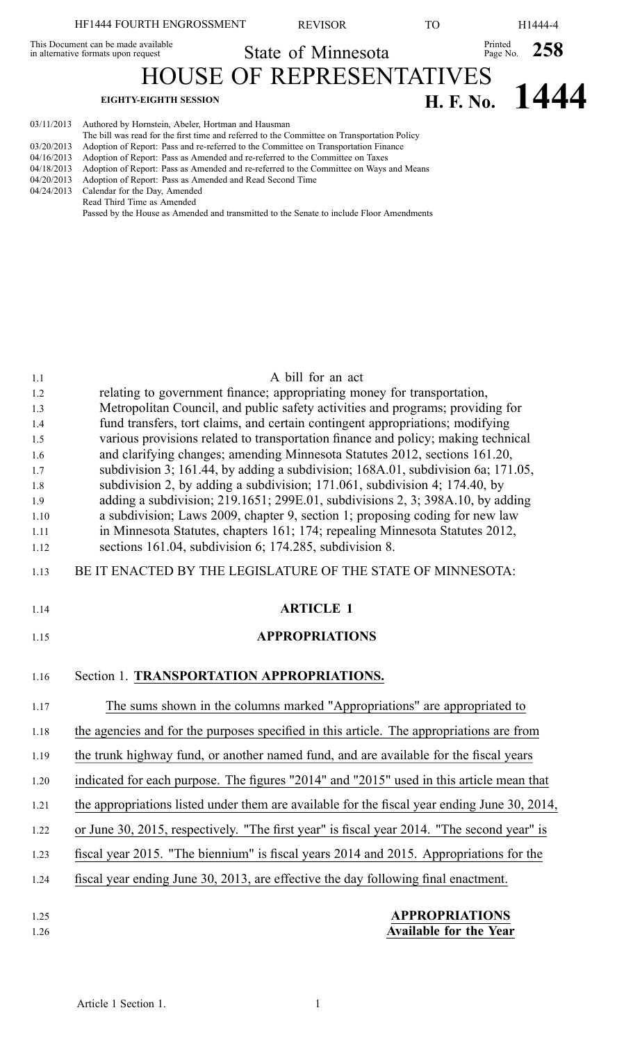This Document can be made available in alternative formats upon request

# State of Minnesota

# HOUSE OF REPRESENTATIVES

**EIGHTY-EIGHTH SESSION** **H. F. No. 1444**

03/11/2013 Authored by Hornstein, Abeler, Hortman and Hausman
The bill was read for the first time and referred to the Committee on Transportation Policy
03/20/2013 Adoption of Report: Pass and re-referred to the Committee on Transportation Finance
04/16/2013 Adoption of Report: Pass as Amended and re-referred to the Committee on Taxes
04/18/2013 Adoption of Report: Pass as Amended and re-referred to the Committee on Ways and Means
04/20/2013 Adoption of Report: Pass as Amended and Read Second Time
04/24/2013 Calendar for the Day, Amended
Read Third Time as Amended
Passed by the House as Amended and transmitted to the Senate to include Floor Amendments

A bill for an act
relating to government finance; appropriating money for transportation, Metropolitan Council, and public safety activities and programs; providing for fund transfers, tort claims, and certain contingent appropriations; modifying various provisions related to transportation finance and policy; making technical and clarifying changes; amending Minnesota Statutes 2012, sections 161.20, subdivision 3; 161.44, by adding a subdivision; 168A.01, subdivision 6a; 171.05, subdivision 2, by adding a subdivision; 171.061, subdivision 4; 174.40, by adding a subdivision; 219.1651; 299E.01, subdivisions 2, 3; 398A.10, by adding a subdivision; Laws 2009, chapter 9, section 1; proposing coding for new law in Minnesota Statutes, chapters 161; 174; repealing Minnesota Statutes 2012, sections 161.04, subdivision 6; 174.285, subdivision 8.

BE IT ENACTED BY THE LEGISLATURE OF THE STATE OF MINNESOTA:

## ARTICLE 1

## APPROPRIATIONS

### Section 1. TRANSPORTATION APPROPRIATIONS.

The sums shown in the columns marked "Appropriations" are appropriated to the agencies and for the purposes specified in this article. The appropriations are from the trunk highway fund, or another named fund, and are available for the fiscal years indicated for each purpose. The figures "2014" and "2015" used in this article mean that the appropriations listed under them are available for the fiscal year ending June 30, 2014, or June 30, 2015, respectively. "The first year" is fiscal year 2014. "The second year" is fiscal year 2015. "The biennium" is fiscal years 2014 and 2015. Appropriations for the fiscal year ending June 30, 2013, are effective the day following final enactment.

**APPROPRIATIONS**
**Available for the Year**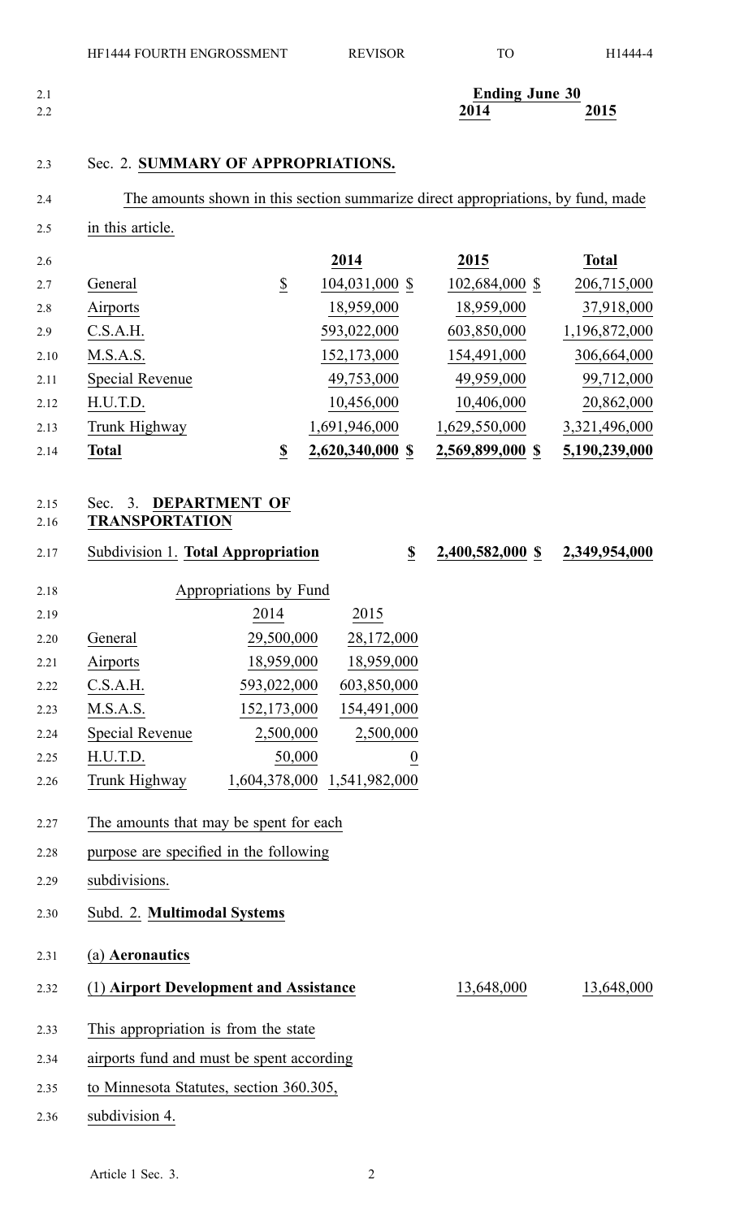| | Ending June 30 | |
|---|---|---|
| | 2014 | 2015 |

Sec. 2. **SUMMARY OF APPROPRIATIONS.**

The amounts shown in this section summarize direct appropriations, by fund, made in this article.

| | 2014 | 2015 | Total |
|---|---|---|---|
| General | $ 104,031,000 | $ 102,684,000 | $ 206,715,000 |
| Airports | 18,959,000 | 18,959,000 | 37,918,000 |
| C.S.A.H. | 593,022,000 | 603,850,000 | 1,196,872,000 |
| M.S.A.S. | 152,173,000 | 154,491,000 | 306,664,000 |
| Special Revenue | 49,753,000 | 49,959,000 | 99,712,000 |
| H.U.T.D. | 10,456,000 | 10,406,000 | 20,862,000 |
| Trunk Highway | 1,691,946,000 | 1,629,550,000 | 3,321,496,000 |
| **Total** | **$ 2,620,340,000** | **$ 2,569,899,000** | **$ 5,190,239,000** |

Sec. 3. **DEPARTMENT OF TRANSPORTATION**

| | 2014 | 2015 |
|---|---|---|
| Subdivision 1. **Total Appropriation** | **$ 2,400,582,000** | **$ 2,349,954,000** |

Appropriations by Fund

| | 2014 | 2015 |
|---|---|---|
| General | 29,500,000 | 28,172,000 |
| Airports | 18,959,000 | 18,959,000 |
| C.S.A.H. | 593,022,000 | 603,850,000 |
| M.S.A.S. | 152,173,000 | 154,491,000 |
| Special Revenue | 2,500,000 | 2,500,000 |
| H.U.T.D. | 50,000 | 0 |
| Trunk Highway | 1,604,378,000 | 1,541,982,000 |

The amounts that may be spent for each purpose are specified in the following subdivisions.

Subd. 2. **Multimodal Systems**

(a) **Aeronautics**

| | 2014 | 2015 |
|---|---|---|
| (1) **Airport Development and Assistance** | 13,648,000 | 13,648,000 |

This appropriation is from the state airports fund and must be spent according to Minnesota Statutes, section 360.305, subdivision 4.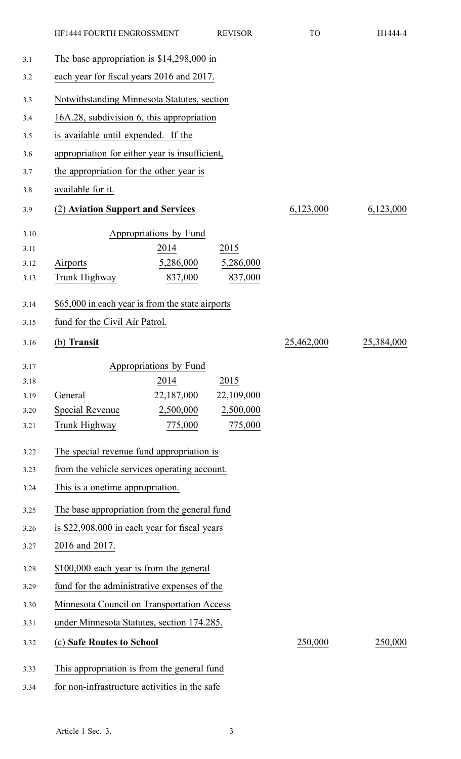The base appropriation is $14,298,000 in each year for fiscal years 2016 and 2017.

Notwithstanding Minnesota Statutes, section 16A.28, subdivision 6, this appropriation is available until expended. If the appropriation for either year is insufficient, the appropriation for the other year is available for it.

(2) **Aviation Support and Services** 6,123,000 6,123,000

| Appropriations by Fund | | |
|---|---|---|
| | 2014 | 2015 |
| Airports | 5,286,000 | 5,286,000 |
| Trunk Highway | 837,000 | 837,000 |

$65,000 in each year is from the state airports fund for the Civil Air Patrol.

(b) **Transit** 25,462,000 25,384,000

| Appropriations by Fund | | |
|---|---|---|
| | 2014 | 2015 |
| General | 22,187,000 | 22,109,000 |
| Special Revenue | 2,500,000 | 2,500,000 |
| Trunk Highway | 775,000 | 775,000 |

The special revenue fund appropriation is from the vehicle services operating account. This is a onetime appropriation.

The base appropriation from the general fund is $22,908,000 in each year for fiscal years 2016 and 2017.

$100,000 each year is from the general fund for the administrative expenses of the Minnesota Council on Transportation Access under Minnesota Statutes, section 174.285.

(c) **Safe Routes to School** 250,000 250,000

This appropriation is from the general fund for non-infrastructure activities in the safe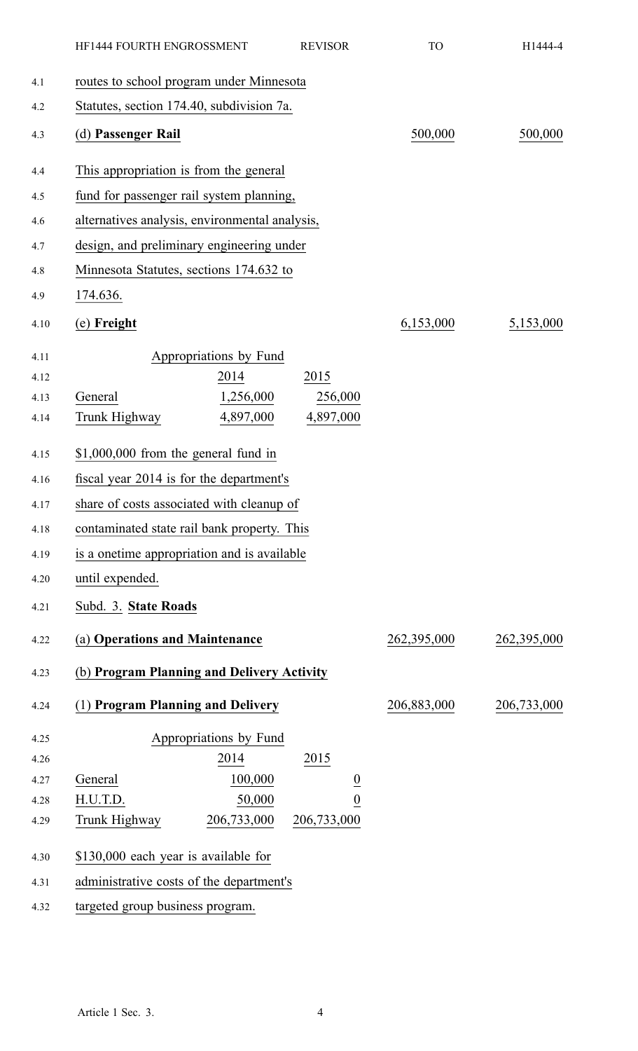routes to school program under Minnesota Statutes, section 174.40, subdivision 7a.

| | | |
|---|---|---|
| (d) **Passenger Rail** | 500,000 | 500,000 |

This appropriation is from the general fund for passenger rail system planning, alternatives analysis, environmental analysis, design, and preliminary engineering under Minnesota Statutes, sections 174.632 to 174.636.

| | | |
|---|---|---|
| (e) **Freight** | 6,153,000 | 5,153,000 |

Appropriations by Fund

| | 2014 | 2015 |
|---|---|---|
| General | 1,256,000 | 256,000 |
| Trunk Highway | 4,897,000 | 4,897,000 |

$1,000,000 from the general fund in fiscal year 2014 is for the department's share of costs associated with cleanup of contaminated state rail bank property. This is a onetime appropriation and is available until expended.

Subd. 3. **State Roads**

| | | |
|---|---|---|
| (a) **Operations and Maintenance** | 262,395,000 | 262,395,000 |

(b) **Program Planning and Delivery Activity**

| | | |
|---|---|---|
| (1) **Program Planning and Delivery** | 206,883,000 | 206,733,000 |

Appropriations by Fund

| | 2014 | 2015 |
|---|---|---|
| General | 100,000 | 0 |
| H.U.T.D. | 50,000 | 0 |
| Trunk Highway | 206,733,000 | 206,733,000 |

$130,000 each year is available for administrative costs of the department's targeted group business program.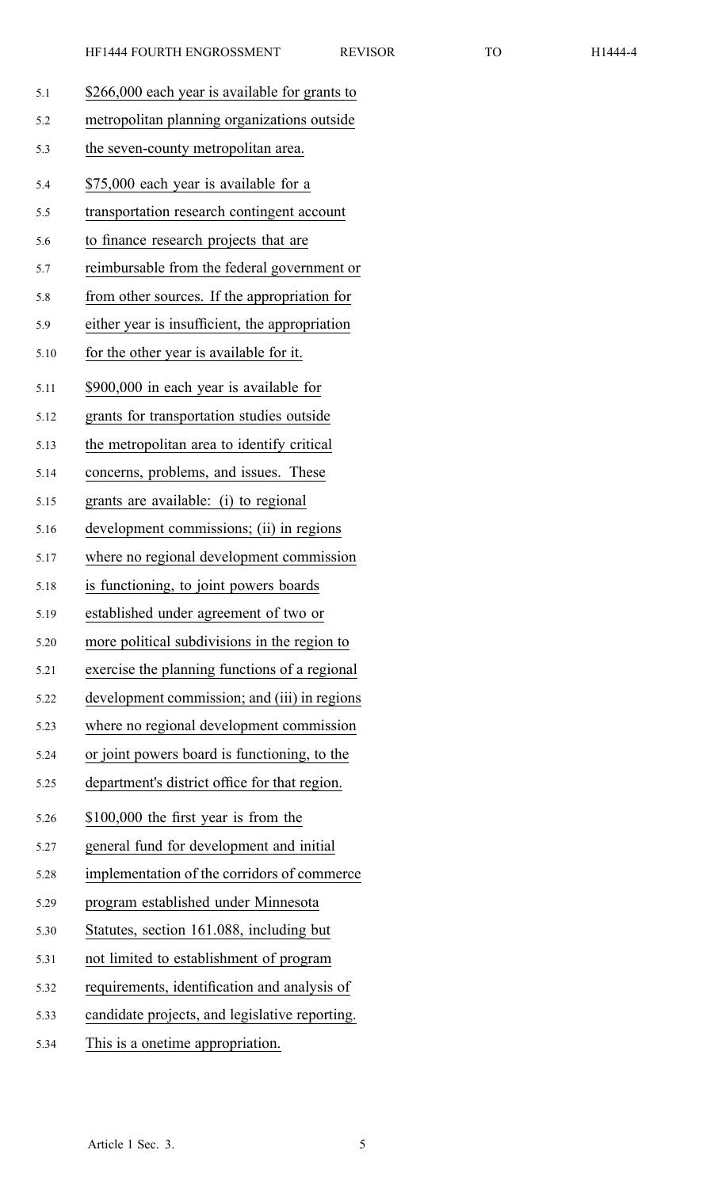$266,000 each year is available for grants to metropolitan planning organizations outside the seven-county metropolitan area.

$75,000 each year is available for a transportation research contingent account to finance research projects that are reimbursable from the federal government or from other sources. If the appropriation for either year is insufficient, the appropriation for the other year is available for it.

$900,000 in each year is available for grants for transportation studies outside the metropolitan area to identify critical concerns, problems, and issues. These grants are available: (i) to regional development commissions; (ii) in regions where no regional development commission is functioning, to joint powers boards established under agreement of two or more political subdivisions in the region to exercise the planning functions of a regional development commission; and (iii) in regions where no regional development commission or joint powers board is functioning, to the department's district office for that region.

$100,000 the first year is from the general fund for development and initial implementation of the corridors of commerce program established under Minnesota Statutes, section 161.088, including but not limited to establishment of program requirements, identification and analysis of candidate projects, and legislative reporting. This is a onetime appropriation.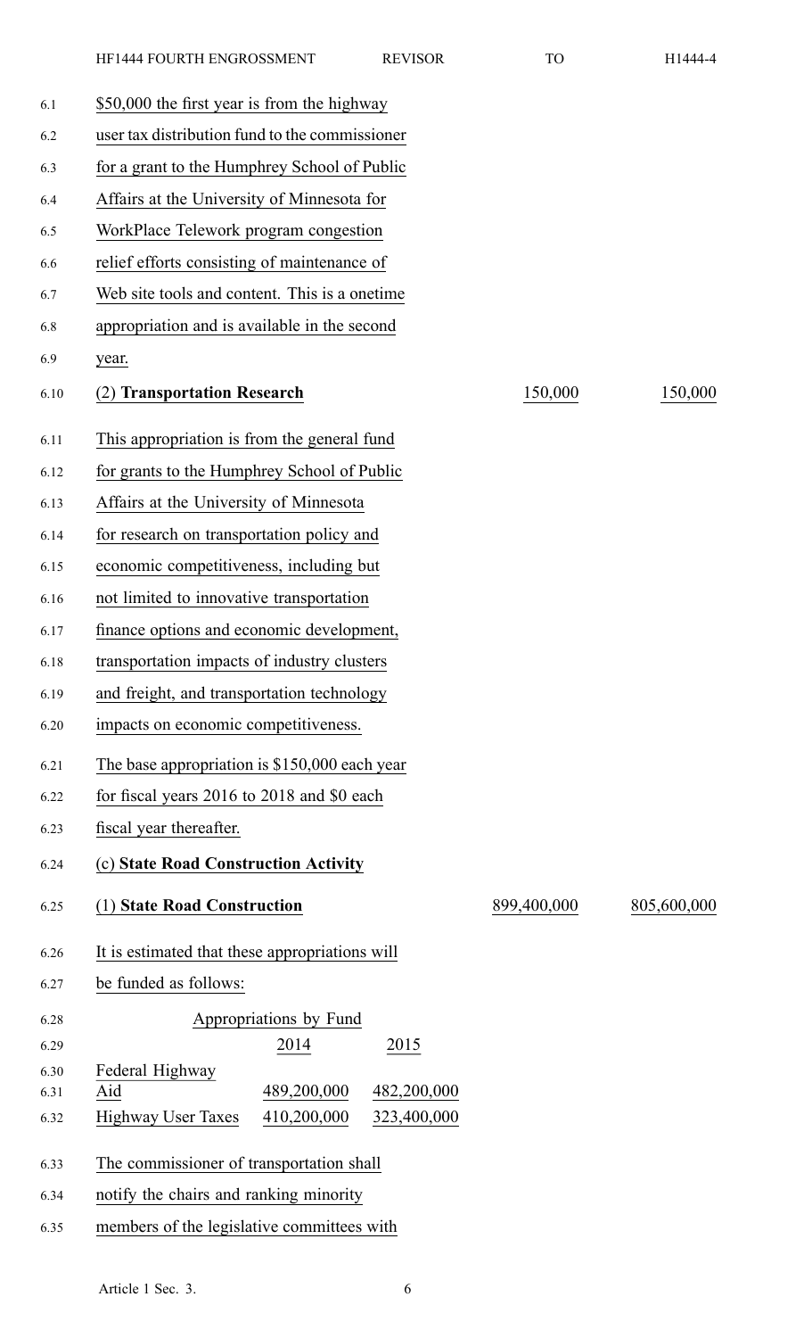$50,000 the first year is from the highway user tax distribution fund to the commissioner for a grant to the Humphrey School of Public Affairs at the University of Minnesota for WorkPlace Telework program congestion relief efforts consisting of maintenance of Web site tools and content. This is a onetime appropriation and is available in the second year.

| | | |
|---|---|---|
| (2) **Transportation Research** | 150,000 | 150,000 |

This appropriation is from the general fund for grants to the Humphrey School of Public Affairs at the University of Minnesota for research on transportation policy and economic competitiveness, including but not limited to innovative transportation finance options and economic development, transportation impacts of industry clusters and freight, and transportation technology impacts on economic competitiveness.

The base appropriation is $150,000 each year for fiscal years 2016 to 2018 and $0 each fiscal year thereafter.

(c) **State Road Construction Activity**

| | | |
|---|---|---|
| (1) **State Road Construction** | 899,400,000 | 805,600,000 |

It is estimated that these appropriations will be funded as follows:

| Appropriations by Fund | | |
|---|---|---|
| | 2014 | 2015 |
| Federal Highway Aid | 489,200,000 | 482,200,000 |
| Highway User Taxes | 410,200,000 | 323,400,000 |

The commissioner of transportation shall notify the chairs and ranking minority members of the legislative committees with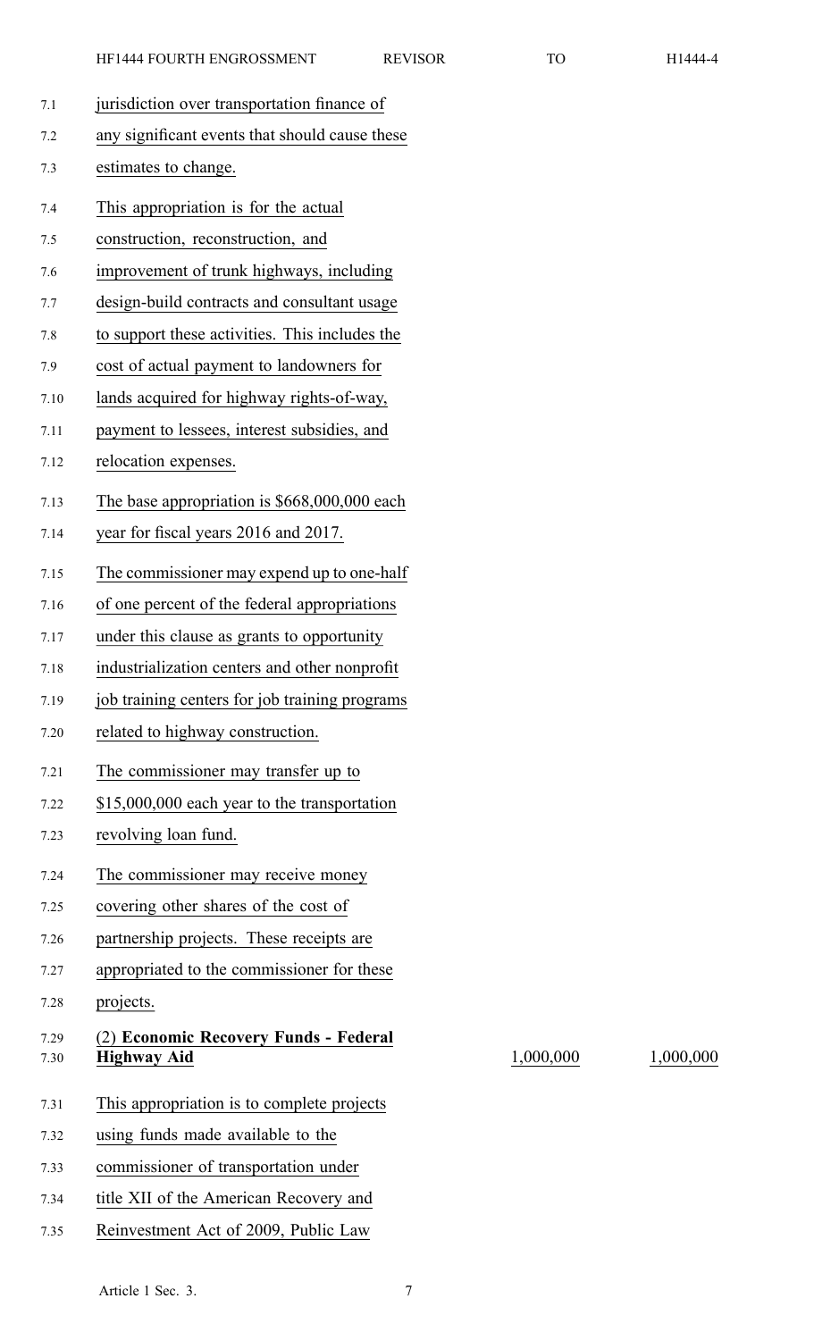jurisdiction over transportation finance of any significant events that should cause these estimates to change.

This appropriation is for the actual construction, reconstruction, and improvement of trunk highways, including design-build contracts and consultant usage to support these activities. This includes the cost of actual payment to landowners for lands acquired for highway rights-of-way, payment to lessees, interest subsidies, and relocation expenses.

The base appropriation is $668,000,000 each year for fiscal years 2016 and 2017.

The commissioner may expend up to one-half of one percent of the federal appropriations under this clause as grants to opportunity industrialization centers and other nonprofit job training centers for job training programs related to highway construction.

The commissioner may transfer up to $15,000,000 each year to the transportation revolving loan fund.

The commissioner may receive money covering other shares of the cost of partnership projects. These receipts are appropriated to the commissioner for these projects.

| | | |
|---|---|---|
| (2) **Economic Recovery Funds - Federal Highway Aid** | 1,000,000 | 1,000,000 |

This appropriation is to complete projects using funds made available to the commissioner of transportation under title XII of the American Recovery and Reinvestment Act of 2009, Public Law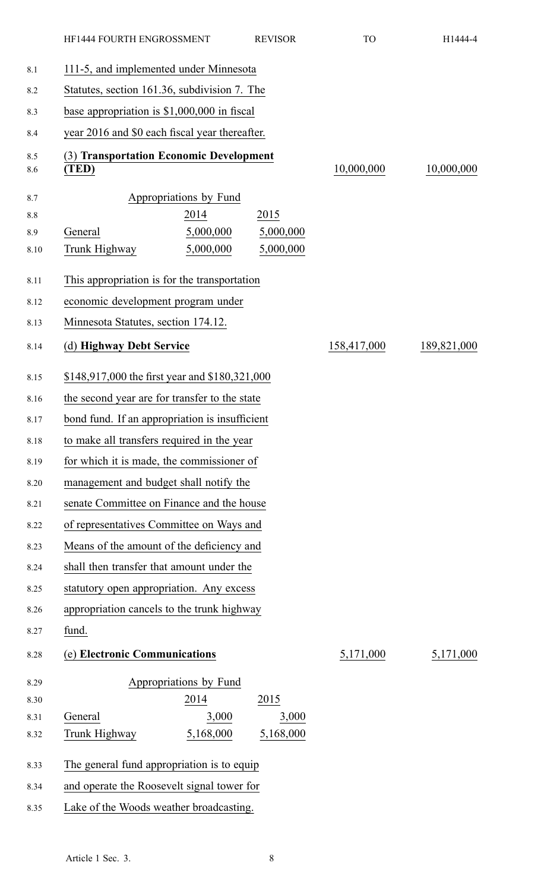111-5, and implemented under Minnesota Statutes, section 161.36, subdivision 7. The base appropriation is $1,000,000 in fiscal year 2016 and $0 each fiscal year thereafter.

**(3) Transportation Economic Development (TED)** — 10,000,000 | 10,000,000

| Appropriations by Fund | | |
|---|---|---|
| | 2014 | 2015 |
| General | 5,000,000 | 5,000,000 |
| Trunk Highway | 5,000,000 | 5,000,000 |

This appropriation is for the transportation economic development program under Minnesota Statutes, section 174.12.

**(d) Highway Debt Service** — 158,417,000 | 189,821,000

$148,917,000 the first year and $180,321,000 the second year are for transfer to the state bond fund. If an appropriation is insufficient to make all transfers required in the year for which it is made, the commissioner of management and budget shall notify the senate Committee on Finance and the house of representatives Committee on Ways and Means of the amount of the deficiency and shall then transfer that amount under the statutory open appropriation. Any excess appropriation cancels to the trunk highway fund.

**(e) Electronic Communications** — 5,171,000 | 5,171,000

| Appropriations by Fund | | |
|---|---|---|
| | 2014 | 2015 |
| General | 3,000 | 3,000 |
| Trunk Highway | 5,168,000 | 5,168,000 |

The general fund appropriation is to equip and operate the Roosevelt signal tower for Lake of the Woods weather broadcasting.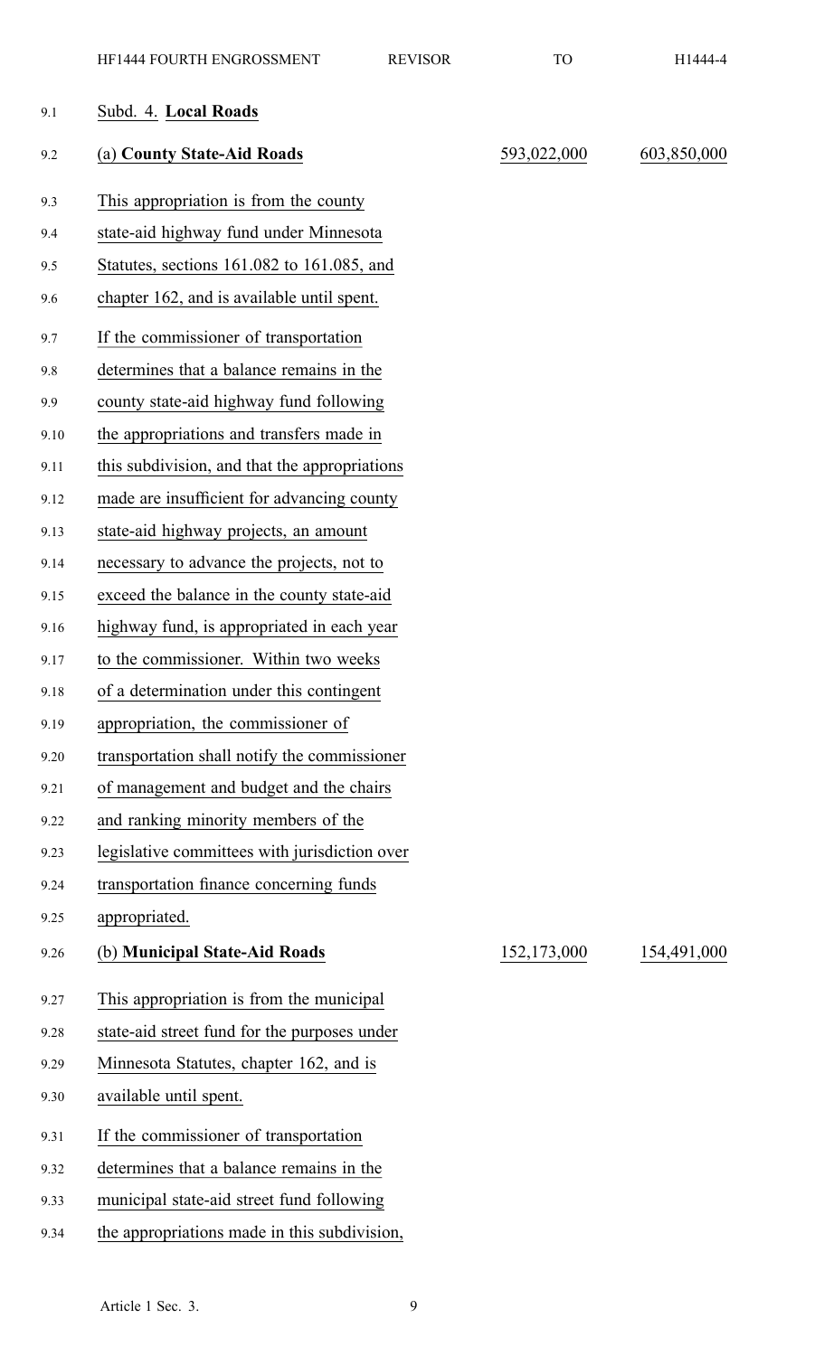Subd. 4. **Local Roads**

| | | |
|---|---|---|
| (a) **County State-Aid Roads** | 593,022,000 | 603,850,000 |

This appropriation is from the county state-aid highway fund under Minnesota Statutes, sections 161.082 to 161.085, and chapter 162, and is available until spent.

If the commissioner of transportation determines that a balance remains in the county state-aid highway fund following the appropriations and transfers made in this subdivision, and that the appropriations made are insufficient for advancing county state-aid highway projects, an amount necessary to advance the projects, not to exceed the balance in the county state-aid highway fund, is appropriated in each year to the commissioner. Within two weeks of a determination under this contingent appropriation, the commissioner of transportation shall notify the commissioner of management and budget and the chairs and ranking minority members of the legislative committees with jurisdiction over transportation finance concerning funds appropriated.

| | | |
|---|---|---|
| (b) **Municipal State-Aid Roads** | 152,173,000 | 154,491,000 |

This appropriation is from the municipal state-aid street fund for the purposes under Minnesota Statutes, chapter 162, and is available until spent.

If the commissioner of transportation determines that a balance remains in the municipal state-aid street fund following the appropriations made in this subdivision,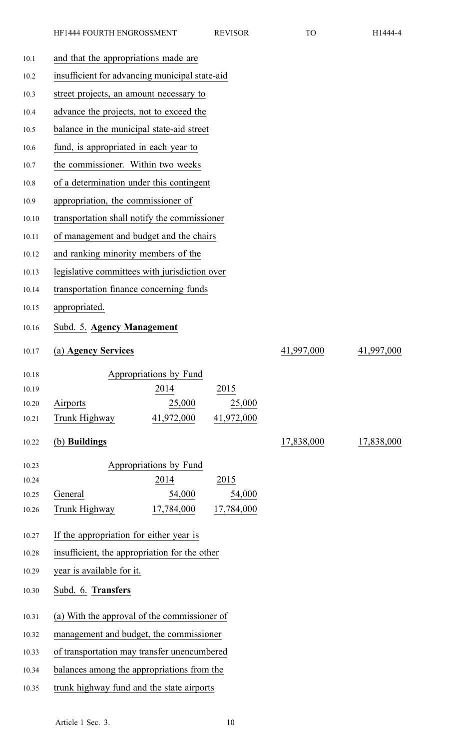and that the appropriations made are insufficient for advancing municipal state-aid street projects, an amount necessary to advance the projects, not to exceed the balance in the municipal state-aid street fund, is appropriated in each year to the commissioner. Within two weeks of a determination under this contingent appropriation, the commissioner of transportation shall notify the commissioner of management and budget and the chairs and ranking minority members of the legislative committees with jurisdiction over transportation finance concerning funds appropriated.

Subd. 5. **Agency Management**

| | | | | |
|---|---|---|---|---|
| (a) **Agency Services** | | | 41,997,000 | 41,997,000 |
| | Appropriations by Fund | | | |
| | 2014 | 2015 | | |
| Airports | 25,000 | 25,000 | | |
| Trunk Highway | 41,972,000 | 41,972,000 | | |
| (b) **Buildings** | | | 17,838,000 | 17,838,000 |
| | Appropriations by Fund | | | |
| | 2014 | 2015 | | |
| General | 54,000 | 54,000 | | |
| Trunk Highway | 17,784,000 | 17,784,000 | | |

If the appropriation for either year is insufficient, the appropriation for the other year is available for it.

Subd. 6. **Transfers**

(a) With the approval of the commissioner of management and budget, the commissioner of transportation may transfer unencumbered balances among the appropriations from the trunk highway fund and the state airports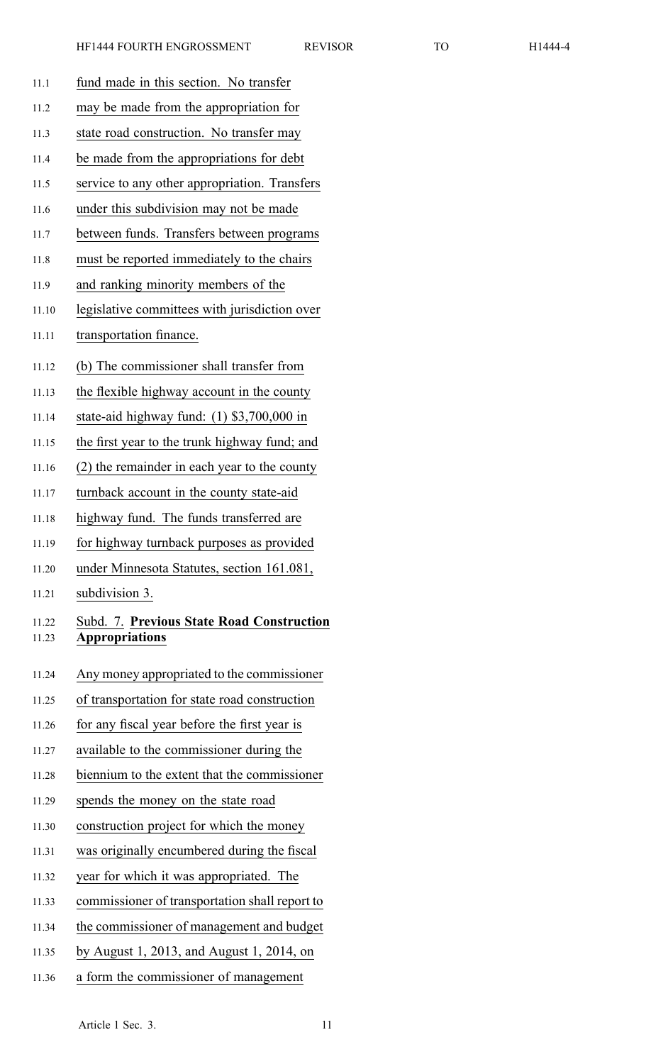fund made in this section. No transfer may be made from the appropriation for state road construction. No transfer may be made from the appropriations for debt service to any other appropriation. Transfers under this subdivision may not be made between funds. Transfers between programs must be reported immediately to the chairs and ranking minority members of the legislative committees with jurisdiction over transportation finance.

(b) The commissioner shall transfer from the flexible highway account in the county state-aid highway fund: (1) $3,700,000 in the first year to the trunk highway fund; and (2) the remainder in each year to the county turnback account in the county state-aid highway fund. The funds transferred are for highway turnback purposes as provided under Minnesota Statutes, section 161.081, subdivision 3.

Subd. 7. **Previous State Road Construction Appropriations**

Any money appropriated to the commissioner of transportation for state road construction for any fiscal year before the first year is available to the commissioner during the biennium to the extent that the commissioner spends the money on the state road construction project for which the money was originally encumbered during the fiscal year for which it was appropriated. The commissioner of transportation shall report to the commissioner of management and budget by August 1, 2013, and August 1, 2014, on a form the commissioner of management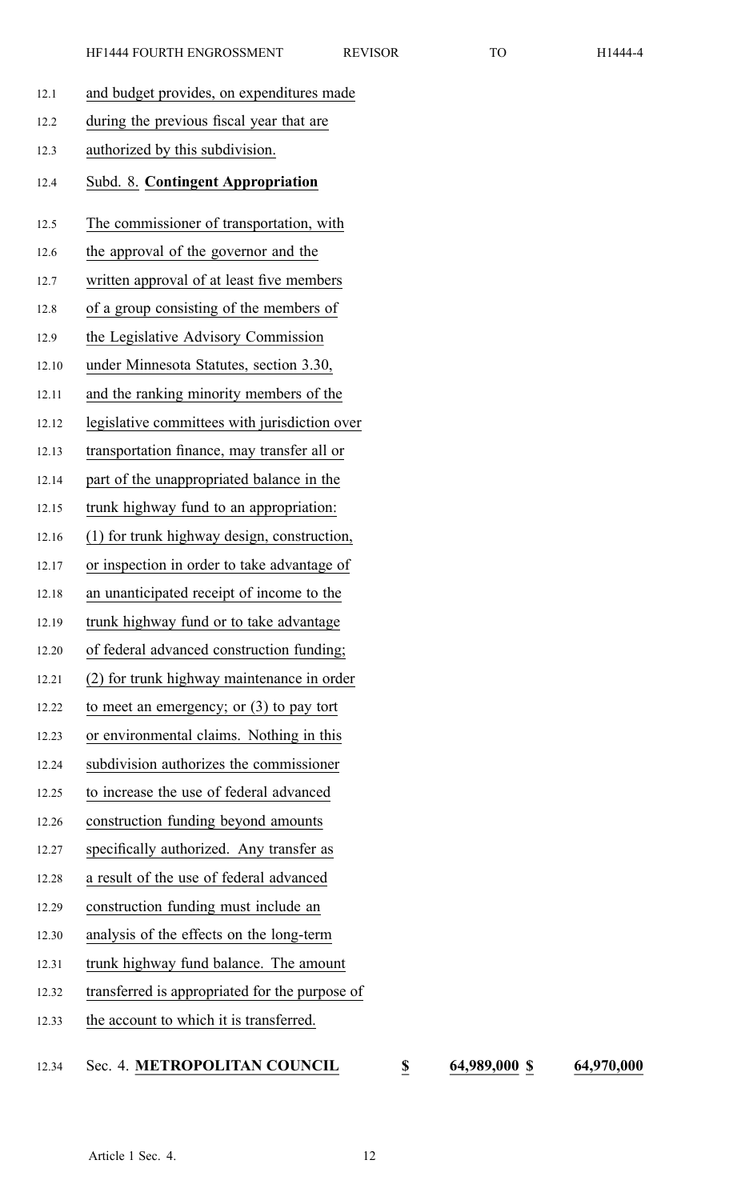and budget provides, on expenditures made during the previous fiscal year that are authorized by this subdivision.

Subd. 8. **Contingent Appropriation**

The commissioner of transportation, with the approval of the governor and the written approval of at least five members of a group consisting of the members of the Legislative Advisory Commission under Minnesota Statutes, section 3.30, and the ranking minority members of the legislative committees with jurisdiction over transportation finance, may transfer all or part of the unappropriated balance in the trunk highway fund to an appropriation: (1) for trunk highway design, construction, or inspection in order to take advantage of an unanticipated receipt of income to the trunk highway fund or to take advantage of federal advanced construction funding; (2) for trunk highway maintenance in order to meet an emergency; or (3) to pay tort or environmental claims. Nothing in this subdivision authorizes the commissioner to increase the use of federal advanced construction funding beyond amounts specifically authorized. Any transfer as a result of the use of federal advanced construction funding must include an analysis of the effects on the long-term trunk highway fund balance. The amount transferred is appropriated for the purpose of the account to which it is transferred.

| Sec. 4. **METROPOLITAN COUNCIL** | **$** | **64,989,000** | **$** | **64,970,000** |
|---|---|---|---|---|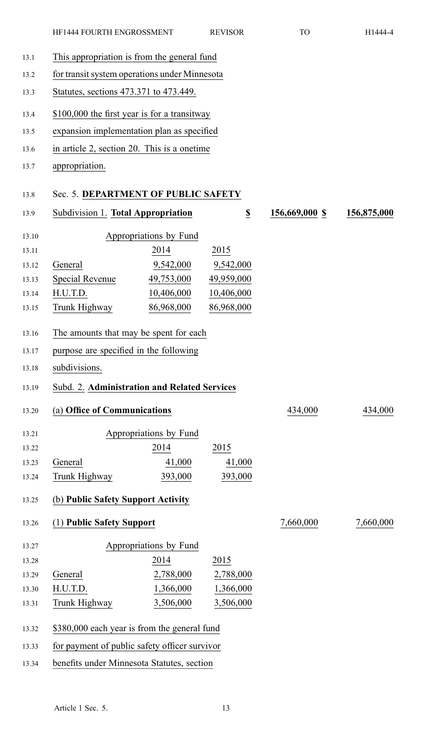This appropriation is from the general fund for transit system operations under Minnesota Statutes, sections 473.371 to 473.449.

$100,000 the first year is for a transitway expansion implementation plan as specified in article 2, section 20. This is a onetime appropriation.

## Sec. 5. **DEPARTMENT OF PUBLIC SAFETY**

| Subdivision 1. **Total Appropriation** | $ | 156,669,000 $ | 156,875,000 |
|---|---|---|---|

| Appropriations by Fund | | |
|---|---|---|
| | 2014 | 2015 |
| General | 9,542,000 | 9,542,000 |
| Special Revenue | 49,753,000 | 49,959,000 |
| H.U.T.D. | 10,406,000 | 10,406,000 |
| Trunk Highway | 86,968,000 | 86,968,000 |

The amounts that may be spent for each purpose are specified in the following subdivisions.

### Subd. 2. **Administration and Related Services**

| (a) **Office of Communications** | 434,000 | 434,000 |
|---|---|---|

| Appropriations by Fund | | |
|---|---|---|
| | 2014 | 2015 |
| General | 41,000 | 41,000 |
| Trunk Highway | 393,000 | 393,000 |

(b) **Public Safety Support Activity**

| (1) **Public Safety Support** | 7,660,000 | 7,660,000 |
|---|---|---|

| Appropriations by Fund | | |
|---|---|---|
| | 2014 | 2015 |
| General | 2,788,000 | 2,788,000 |
| H.U.T.D. | 1,366,000 | 1,366,000 |
| Trunk Highway | 3,506,000 | 3,506,000 |

$380,000 each year is from the general fund for payment of public safety officer survivor benefits under Minnesota Statutes, section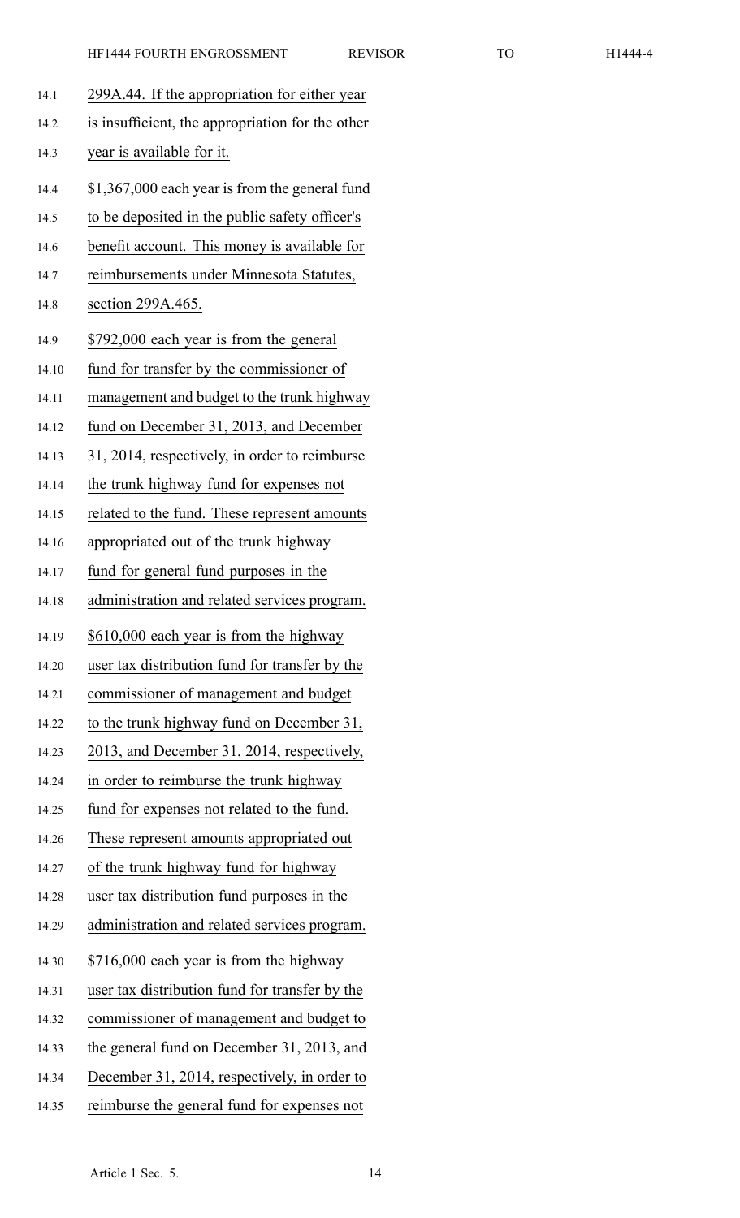299A.44. If the appropriation for either year is insufficient, the appropriation for the other year is available for it.

$1,367,000 each year is from the general fund to be deposited in the public safety officer's benefit account. This money is available for reimbursements under Minnesota Statutes, section 299A.465.

$792,000 each year is from the general fund for transfer by the commissioner of management and budget to the trunk highway fund on December 31, 2013, and December 31, 2014, respectively, in order to reimburse the trunk highway fund for expenses not related to the fund. These represent amounts appropriated out of the trunk highway fund for general fund purposes in the administration and related services program.

$610,000 each year is from the highway user tax distribution fund for transfer by the commissioner of management and budget to the trunk highway fund on December 31, 2013, and December 31, 2014, respectively, in order to reimburse the trunk highway fund for expenses not related to the fund. These represent amounts appropriated out of the trunk highway fund for highway user tax distribution fund purposes in the administration and related services program.

$716,000 each year is from the highway user tax distribution fund for transfer by the commissioner of management and budget to the general fund on December 31, 2013, and December 31, 2014, respectively, in order to reimburse the general fund for expenses not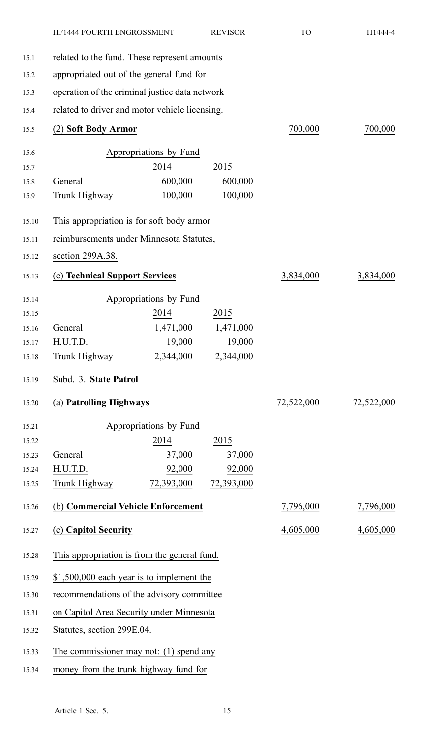related to the fund. These represent amounts appropriated out of the general fund for operation of the criminal justice data network related to driver and motor vehicle licensing.

| | | | | |
|---|---|---|---|---|
| **(2) Soft Body Armor** | | | 700,000 | 700,000 |

| Appropriations by Fund | | |
|---|---|---|
| | 2014 | 2015 |
| General | 600,000 | 600,000 |
| Trunk Highway | 100,000 | 100,000 |

This appropriation is for soft body armor reimbursements under Minnesota Statutes, section 299A.38.

| | | | | |
|---|---|---|---|---|
| **(c) Technical Support Services** | | | 3,834,000 | 3,834,000 |

| Appropriations by Fund | | |
|---|---|---|
| | 2014 | 2015 |
| General | 1,471,000 | 1,471,000 |
| H.U.T.D. | 19,000 | 19,000 |
| Trunk Highway | 2,344,000 | 2,344,000 |

Subd. 3. **State Patrol**

| | | | | |
|---|---|---|---|---|
| **(a) Patrolling Highways** | | | 72,522,000 | 72,522,000 |

| Appropriations by Fund | | |
|---|---|---|
| | 2014 | 2015 |
| General | 37,000 | 37,000 |
| H.U.T.D. | 92,000 | 92,000 |
| Trunk Highway | 72,393,000 | 72,393,000 |

| | | | | |
|---|---|---|---|---|
| **(b) Commercial Vehicle Enforcement** | | | 7,796,000 | 7,796,000 |
| **(c) Capitol Security** | | | 4,605,000 | 4,605,000 |

This appropriation is from the general fund.

$1,500,000 each year is to implement the recommendations of the advisory committee on Capitol Area Security under Minnesota Statutes, section 299E.04.

The commissioner may not: (1) spend any money from the trunk highway fund for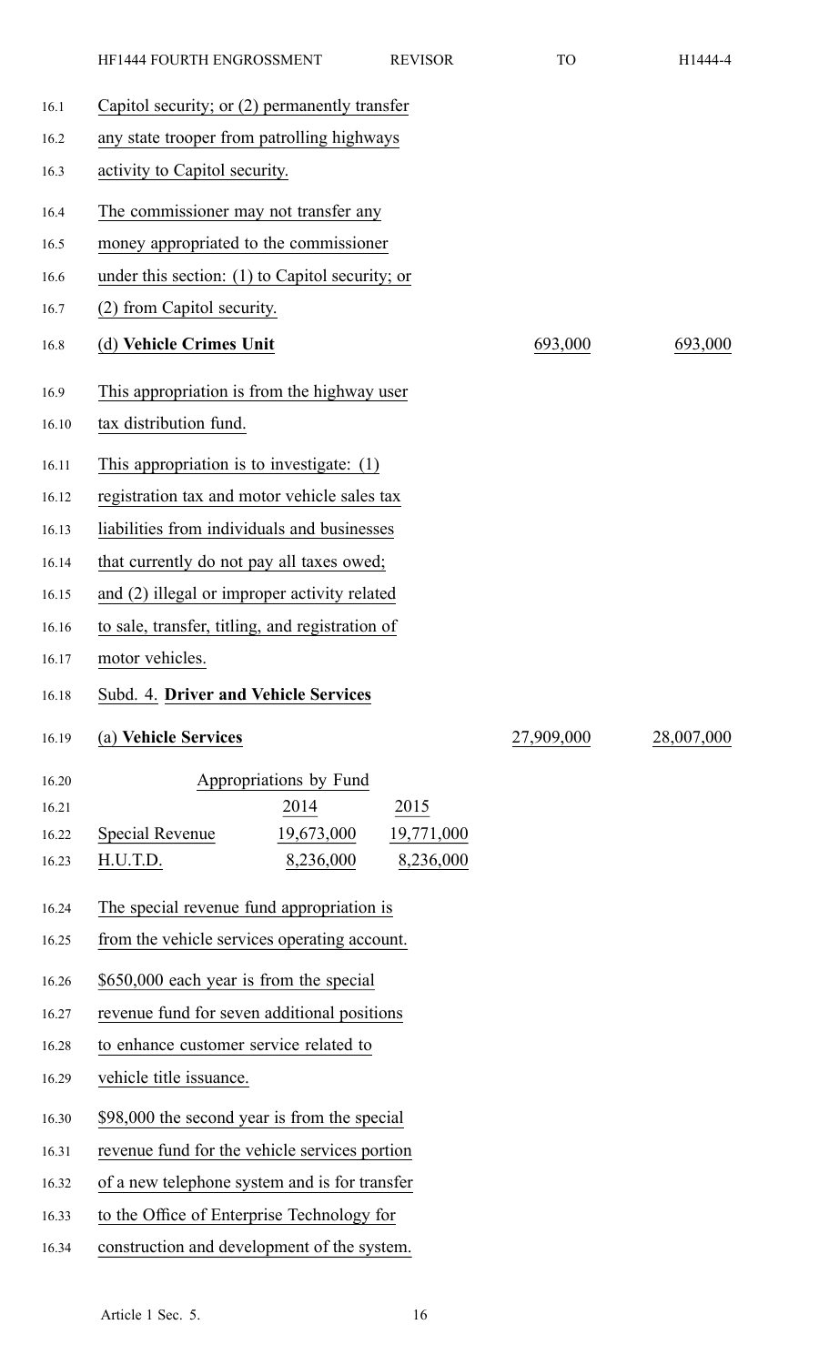Capitol security; or (2) permanently transfer any state trooper from patrolling highways activity to Capitol security.

The commissioner may not transfer any money appropriated to the commissioner under this section: (1) to Capitol security; or (2) from Capitol security.

| | | |
|---|---|---|
| (d) **Vehicle Crimes Unit** | 693,000 | 693,000 |

This appropriation is from the highway user tax distribution fund.

This appropriation is to investigate: (1) registration tax and motor vehicle sales tax liabilities from individuals and businesses that currently do not pay all taxes owed; and (2) illegal or improper activity related to sale, transfer, titling, and registration of motor vehicles.

Subd. 4. **Driver and Vehicle Services**

| | | |
|---|---|---|
| (a) **Vehicle Services** | 27,909,000 | 28,007,000 |

| Appropriations by Fund | | |
|---|---|---|
| | 2014 | 2015 |
| Special Revenue | 19,673,000 | 19,771,000 |
| H.U.T.D. | 8,236,000 | 8,236,000 |

The special revenue fund appropriation is from the vehicle services operating account.

$650,000 each year is from the special revenue fund for seven additional positions to enhance customer service related to vehicle title issuance.

$98,000 the second year is from the special revenue fund for the vehicle services portion of a new telephone system and is for transfer to the Office of Enterprise Technology for construction and development of the system.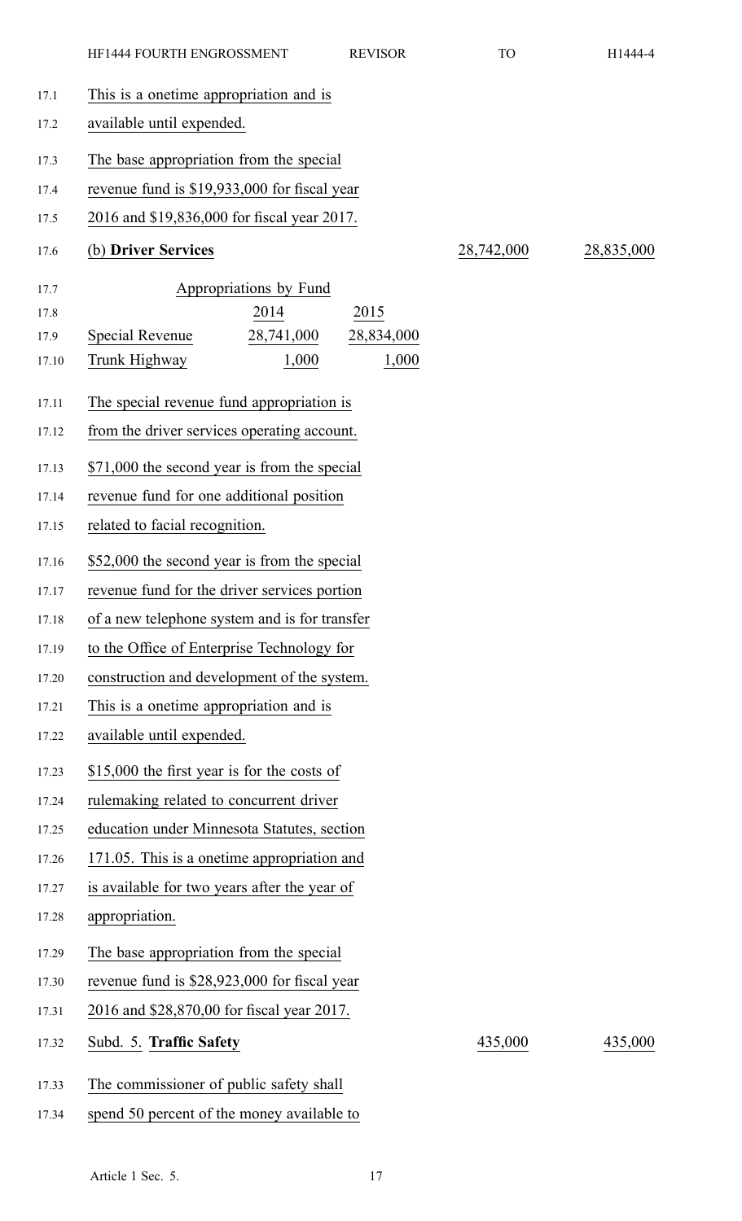This is a onetime appropriation and is available until expended.

The base appropriation from the special revenue fund is $19,933,000 for fiscal year 2016 and $19,836,000 for fiscal year 2017.

| (b) **Driver Services** | | | 28,742,000 | 28,835,000 |
|---|---|---|---|---|

Appropriations by Fund

| | 2014 | 2015 |
|---|---|---|
| Special Revenue | 28,741,000 | 28,834,000 |
| Trunk Highway | 1,000 | 1,000 |

The special revenue fund appropriation is from the driver services operating account.

$71,000 the second year is from the special revenue fund for one additional position related to facial recognition.

$52,000 the second year is from the special revenue fund for the driver services portion of a new telephone system and is for transfer to the Office of Enterprise Technology for construction and development of the system. This is a onetime appropriation and is available until expended.

$15,000 the first year is for the costs of rulemaking related to concurrent driver education under Minnesota Statutes, section 171.05. This is a onetime appropriation and is available for two years after the year of appropriation.

The base appropriation from the special revenue fund is $28,923,000 for fiscal year 2016 and $28,870,00 for fiscal year 2017.

| Subd. 5. **Traffic Safety** | 435,000 | 435,000 |
|---|---|---|

The commissioner of public safety shall spend 50 percent of the money available to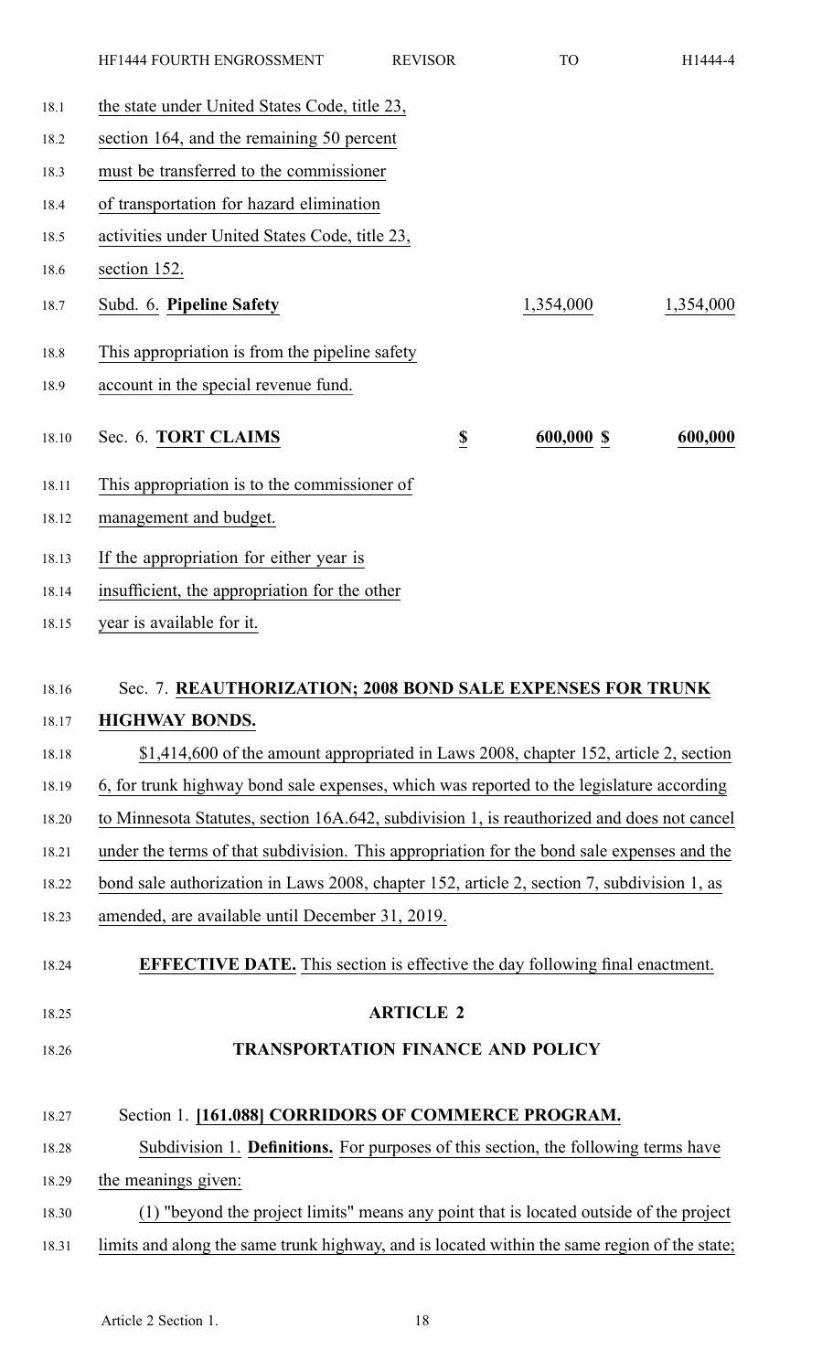the state under United States Code, title 23, section 164, and the remaining 50 percent must be transferred to the commissioner of transportation for hazard elimination activities under United States Code, title 23, section 152.

| | | |
|---|---|---|
| Subd. 6. **Pipeline Safety** | 1,354,000 | 1,354,000 |

This appropriation is from the pipeline safety account in the special revenue fund.

| | | | |
|---|---|---|---|
| Sec. 6. **TORT CLAIMS** | $ | 600,000 $ | 600,000 |

This appropriation is to the commissioner of management and budget.

If the appropriation for either year is insufficient, the appropriation for the other year is available for it.

Sec. 7. **REAUTHORIZATION; 2008 BOND SALE EXPENSES FOR TRUNK HIGHWAY BONDS.**

$1,414,600 of the amount appropriated in Laws 2008, chapter 152, article 2, section 6, for trunk highway bond sale expenses, which was reported to the legislature according to Minnesota Statutes, section 16A.642, subdivision 1, is reauthorized and does not cancel under the terms of that subdivision. This appropriation for the bond sale expenses and the bond sale authorization in Laws 2008, chapter 152, article 2, section 7, subdivision 1, as amended, are available until December 31, 2019.

**EFFECTIVE DATE.** This section is effective the day following final enactment.

## ARTICLE 2

## TRANSPORTATION FINANCE AND POLICY

Section 1. **[161.088] CORRIDORS OF COMMERCE PROGRAM.**

Subdivision 1. **Definitions.** For purposes of this section, the following terms have the meanings given:

(1) "beyond the project limits" means any point that is located outside of the project limits and along the same trunk highway, and is located within the same region of the state;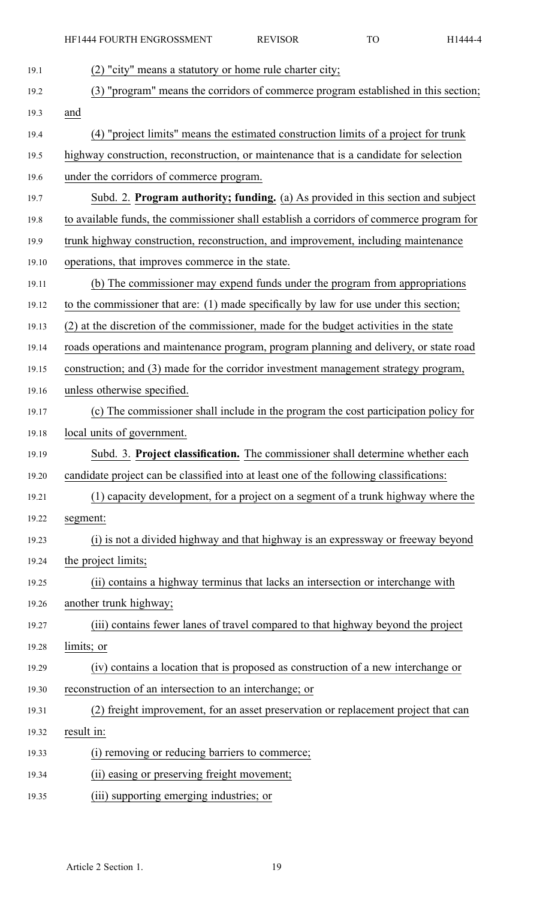(2) "city" means a statutory or home rule charter city;

(3) "program" means the corridors of commerce program established in this section; and

(4) "project limits" means the estimated construction limits of a project for trunk highway construction, reconstruction, or maintenance that is a candidate for selection under the corridors of commerce program.

Subd. 2. **Program authority; funding.** (a) As provided in this section and subject to available funds, the commissioner shall establish a corridors of commerce program for trunk highway construction, reconstruction, and improvement, including maintenance operations, that improves commerce in the state.

(b) The commissioner may expend funds under the program from appropriations to the commissioner that are: (1) made specifically by law for use under this section; (2) at the discretion of the commissioner, made for the budget activities in the state roads operations and maintenance program, program planning and delivery, or state road construction; and (3) made for the corridor investment management strategy program, unless otherwise specified.

(c) The commissioner shall include in the program the cost participation policy for local units of government.

Subd. 3. **Project classification.** The commissioner shall determine whether each candidate project can be classified into at least one of the following classifications:

(1) capacity development, for a project on a segment of a trunk highway where the segment:

(i) is not a divided highway and that highway is an expressway or freeway beyond the project limits;

(ii) contains a highway terminus that lacks an intersection or interchange with another trunk highway;

(iii) contains fewer lanes of travel compared to that highway beyond the project limits; or

(iv) contains a location that is proposed as construction of a new interchange or reconstruction of an intersection to an interchange; or

(2) freight improvement, for an asset preservation or replacement project that can result in:

(i) removing or reducing barriers to commerce;

(ii) easing or preserving freight movement;

(iii) supporting emerging industries; or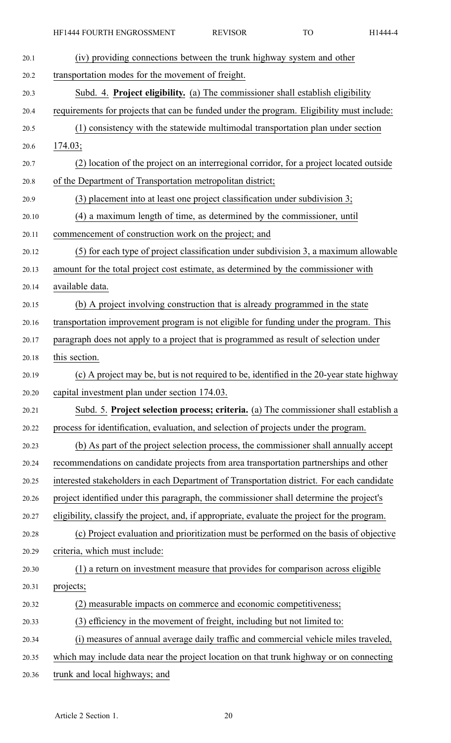(iv) providing connections between the trunk highway system and other transportation modes for the movement of freight.

Subd. 4. **Project eligibility.** (a) The commissioner shall establish eligibility requirements for projects that can be funded under the program. Eligibility must include:

(1) consistency with the statewide multimodal transportation plan under section 174.03;

(2) location of the project on an interregional corridor, for a project located outside of the Department of Transportation metropolitan district;

(3) placement into at least one project classification under subdivision 3;

(4) a maximum length of time, as determined by the commissioner, until commencement of construction work on the project; and

(5) for each type of project classification under subdivision 3, a maximum allowable amount for the total project cost estimate, as determined by the commissioner with available data.

(b) A project involving construction that is already programmed in the state transportation improvement program is not eligible for funding under the program. This paragraph does not apply to a project that is programmed as result of selection under this section.

(c) A project may be, but is not required to be, identified in the 20-year state highway capital investment plan under section 174.03.

Subd. 5. **Project selection process; criteria.** (a) The commissioner shall establish a process for identification, evaluation, and selection of projects under the program.

(b) As part of the project selection process, the commissioner shall annually accept recommendations on candidate projects from area transportation partnerships and other interested stakeholders in each Department of Transportation district. For each candidate project identified under this paragraph, the commissioner shall determine the project's eligibility, classify the project, and, if appropriate, evaluate the project for the program.

(c) Project evaluation and prioritization must be performed on the basis of objective criteria, which must include:

(1) a return on investment measure that provides for comparison across eligible projects;

(2) measurable impacts on commerce and economic competitiveness;

(3) efficiency in the movement of freight, including but not limited to:

(i) measures of annual average daily traffic and commercial vehicle miles traveled, which may include data near the project location on that trunk highway or on connecting trunk and local highways; and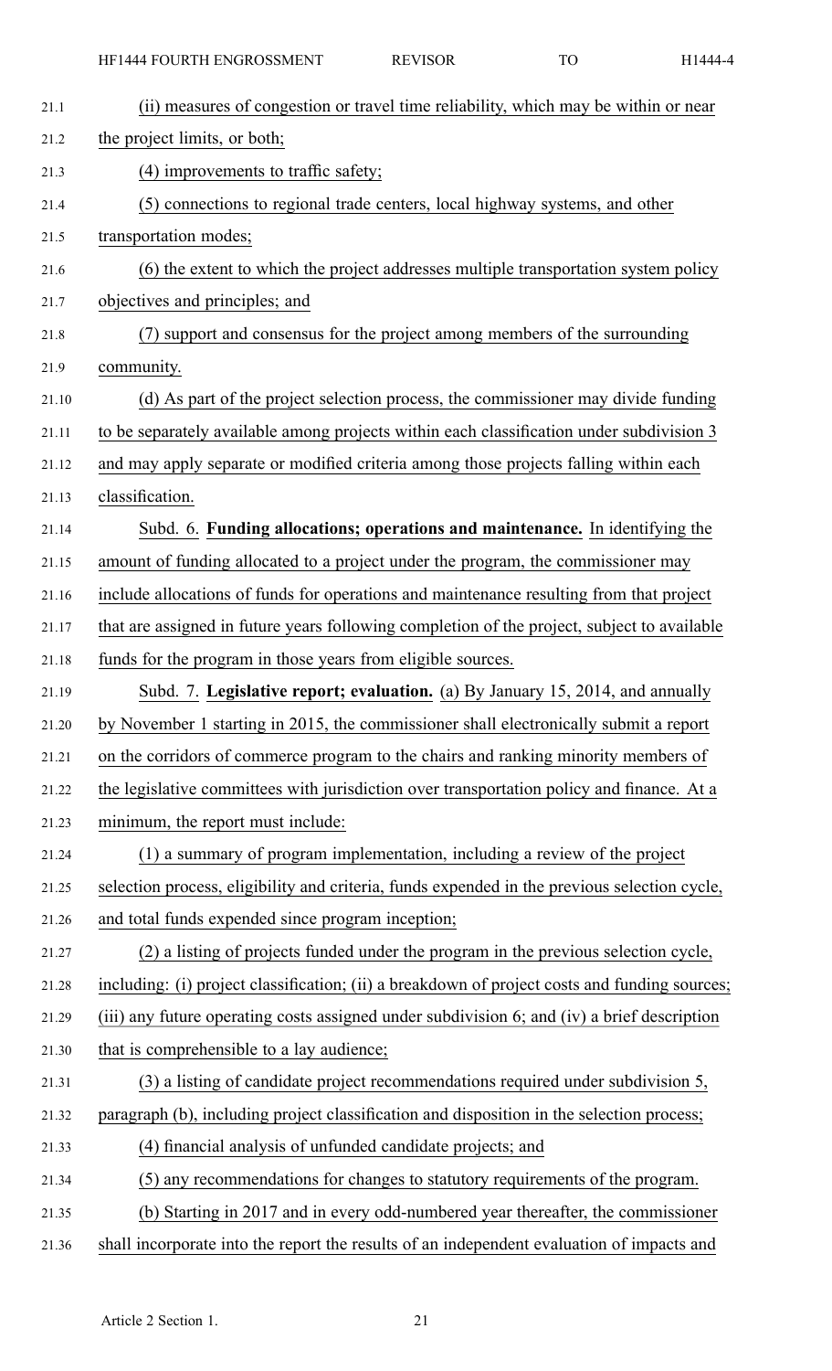(ii) measures of congestion or travel time reliability, which may be within or near the project limits, or both;

(4) improvements to traffic safety;

(5) connections to regional trade centers, local highway systems, and other transportation modes;

(6) the extent to which the project addresses multiple transportation system policy objectives and principles; and

(7) support and consensus for the project among members of the surrounding community.

(d) As part of the project selection process, the commissioner may divide funding to be separately available among projects within each classification under subdivision 3 and may apply separate or modified criteria among those projects falling within each classification.

Subd. 6. **Funding allocations; operations and maintenance.** In identifying the amount of funding allocated to a project under the program, the commissioner may include allocations of funds for operations and maintenance resulting from that project that are assigned in future years following completion of the project, subject to available funds for the program in those years from eligible sources.

Subd. 7. **Legislative report; evaluation.** (a) By January 15, 2014, and annually by November 1 starting in 2015, the commissioner shall electronically submit a report on the corridors of commerce program to the chairs and ranking minority members of the legislative committees with jurisdiction over transportation policy and finance. At a minimum, the report must include:

(1) a summary of program implementation, including a review of the project selection process, eligibility and criteria, funds expended in the previous selection cycle, and total funds expended since program inception;

(2) a listing of projects funded under the program in the previous selection cycle, including: (i) project classification; (ii) a breakdown of project costs and funding sources; (iii) any future operating costs assigned under subdivision 6; and (iv) a brief description that is comprehensible to a lay audience;

(3) a listing of candidate project recommendations required under subdivision 5, paragraph (b), including project classification and disposition in the selection process;

(4) financial analysis of unfunded candidate projects; and

(5) any recommendations for changes to statutory requirements of the program.

(b) Starting in 2017 and in every odd-numbered year thereafter, the commissioner shall incorporate into the report the results of an independent evaluation of impacts and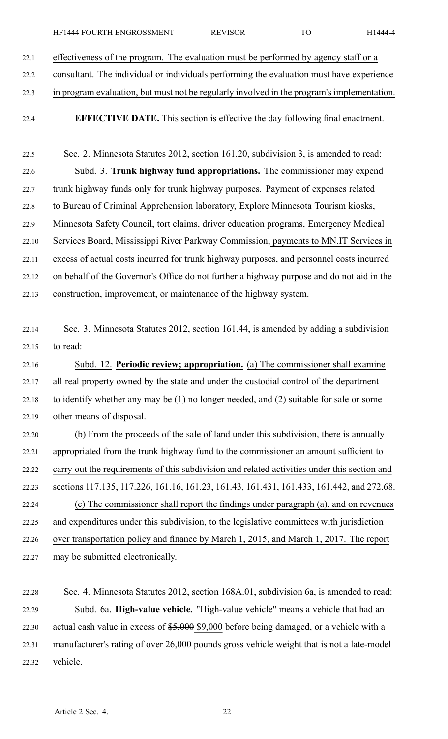effectiveness of the program. The evaluation must be performed by agency staff or a consultant. The individual or individuals performing the evaluation must have experience in program evaluation, but must not be regularly involved in the program's implementation.

**EFFECTIVE DATE.** This section is effective the day following final enactment.

Sec. 2. Minnesota Statutes 2012, section 161.20, subdivision 3, is amended to read:

Subd. 3. **Trunk highway fund appropriations.** The commissioner may expend trunk highway funds only for trunk highway purposes. Payment of expenses related to Bureau of Criminal Apprehension laboratory, Explore Minnesota Tourism kiosks, Minnesota Safety Council, ~~tort claims,~~ driver education programs, Emergency Medical Services Board, Mississippi River Parkway Commission, payments to MN.IT Services in excess of actual costs incurred for trunk highway purposes, and personnel costs incurred on behalf of the Governor's Office do not further a highway purpose and do not aid in the construction, improvement, or maintenance of the highway system.

Sec. 3. Minnesota Statutes 2012, section 161.44, is amended by adding a subdivision to read:

Subd. 12. **Periodic review; appropriation.** (a) The commissioner shall examine all real property owned by the state and under the custodial control of the department to identify whether any may be (1) no longer needed, and (2) suitable for sale or some other means of disposal.

(b) From the proceeds of the sale of land under this subdivision, there is annually appropriated from the trunk highway fund to the commissioner an amount sufficient to carry out the requirements of this subdivision and related activities under this section and sections 117.135, 117.226, 161.16, 161.23, 161.43, 161.431, 161.433, 161.442, and 272.68.

(c) The commissioner shall report the findings under paragraph (a), and on revenues and expenditures under this subdivision, to the legislative committees with jurisdiction over transportation policy and finance by March 1, 2015, and March 1, 2017. The report may be submitted electronically.

Sec. 4. Minnesota Statutes 2012, section 168A.01, subdivision 6a, is amended to read:

Subd. 6a. **High-value vehicle.** "High-value vehicle" means a vehicle that had an actual cash value in excess of ~~$5,000~~ $9,000 before being damaged, or a vehicle with a manufacturer's rating of over 26,000 pounds gross vehicle weight that is not a late-model vehicle.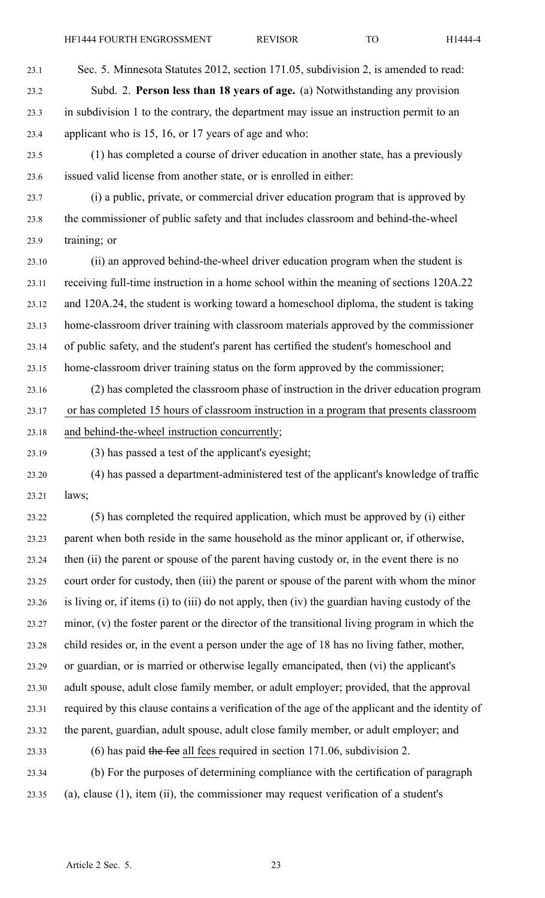Sec. 5. Minnesota Statutes 2012, section 171.05, subdivision 2, is amended to read:

Subd. 2. **Person less than 18 years of age.** (a) Notwithstanding any provision in subdivision 1 to the contrary, the department may issue an instruction permit to an applicant who is 15, 16, or 17 years of age and who:

(1) has completed a course of driver education in another state, has a previously issued valid license from another state, or is enrolled in either:

(i) a public, private, or commercial driver education program that is approved by the commissioner of public safety and that includes classroom and behind-the-wheel training; or

(ii) an approved behind-the-wheel driver education program when the student is receiving full-time instruction in a home school within the meaning of sections 120A.22 and 120A.24, the student is working toward a homeschool diploma, the student is taking home-classroom driver training with classroom materials approved by the commissioner of public safety, and the student's parent has certified the student's homeschool and home-classroom driver training status on the form approved by the commissioner;

(2) has completed the classroom phase of instruction in the driver education program or has completed 15 hours of classroom instruction in a program that presents classroom and behind-the-wheel instruction concurrently;

(3) has passed a test of the applicant's eyesight;

(4) has passed a department-administered test of the applicant's knowledge of traffic laws;

(5) has completed the required application, which must be approved by (i) either parent when both reside in the same household as the minor applicant or, if otherwise, then (ii) the parent or spouse of the parent having custody or, in the event there is no court order for custody, then (iii) the parent or spouse of the parent with whom the minor is living or, if items (i) to (iii) do not apply, then (iv) the guardian having custody of the minor, (v) the foster parent or the director of the transitional living program in which the child resides or, in the event a person under the age of 18 has no living father, mother, or guardian, or is married or otherwise legally emancipated, then (vi) the applicant's adult spouse, adult close family member, or adult employer; provided, that the approval required by this clause contains a verification of the age of the applicant and the identity of the parent, guardian, adult spouse, adult close family member, or adult employer; and

(6) has paid ~~the fee~~ all fees required in section 171.06, subdivision 2.

(b) For the purposes of determining compliance with the certification of paragraph (a), clause (1), item (ii), the commissioner may request verification of a student's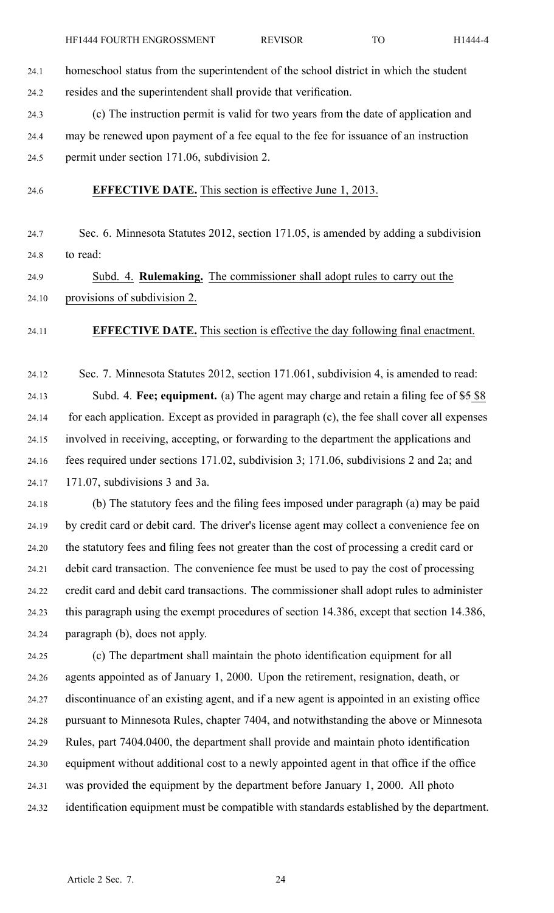homeschool status from the superintendent of the school district in which the student resides and the superintendent shall provide that verification.

(c) The instruction permit is valid for two years from the date of application and may be renewed upon payment of a fee equal to the fee for issuance of an instruction permit under section 171.06, subdivision 2.

**EFFECTIVE DATE.** This section is effective June 1, 2013.

Sec. 6. Minnesota Statutes 2012, section 171.05, is amended by adding a subdivision to read:

Subd. 4. **Rulemaking.** The commissioner shall adopt rules to carry out the provisions of subdivision 2.

**EFFECTIVE DATE.** This section is effective the day following final enactment.

Sec. 7. Minnesota Statutes 2012, section 171.061, subdivision 4, is amended to read:

Subd. 4. **Fee; equipment.** (a) The agent may charge and retain a filing fee of ~~$5~~ $8 for each application. Except as provided in paragraph (c), the fee shall cover all expenses involved in receiving, accepting, or forwarding to the department the applications and fees required under sections 171.02, subdivision 3; 171.06, subdivisions 2 and 2a; and 171.07, subdivisions 3 and 3a.

(b) The statutory fees and the filing fees imposed under paragraph (a) may be paid by credit card or debit card. The driver's license agent may collect a convenience fee on the statutory fees and filing fees not greater than the cost of processing a credit card or debit card transaction. The convenience fee must be used to pay the cost of processing credit card and debit card transactions. The commissioner shall adopt rules to administer this paragraph using the exempt procedures of section 14.386, except that section 14.386, paragraph (b), does not apply.

(c) The department shall maintain the photo identification equipment for all agents appointed as of January 1, 2000. Upon the retirement, resignation, death, or discontinuance of an existing agent, and if a new agent is appointed in an existing office pursuant to Minnesota Rules, chapter 7404, and notwithstanding the above or Minnesota Rules, part 7404.0400, the department shall provide and maintain photo identification equipment without additional cost to a newly appointed agent in that office if the office was provided the equipment by the department before January 1, 2000. All photo identification equipment must be compatible with standards established by the department.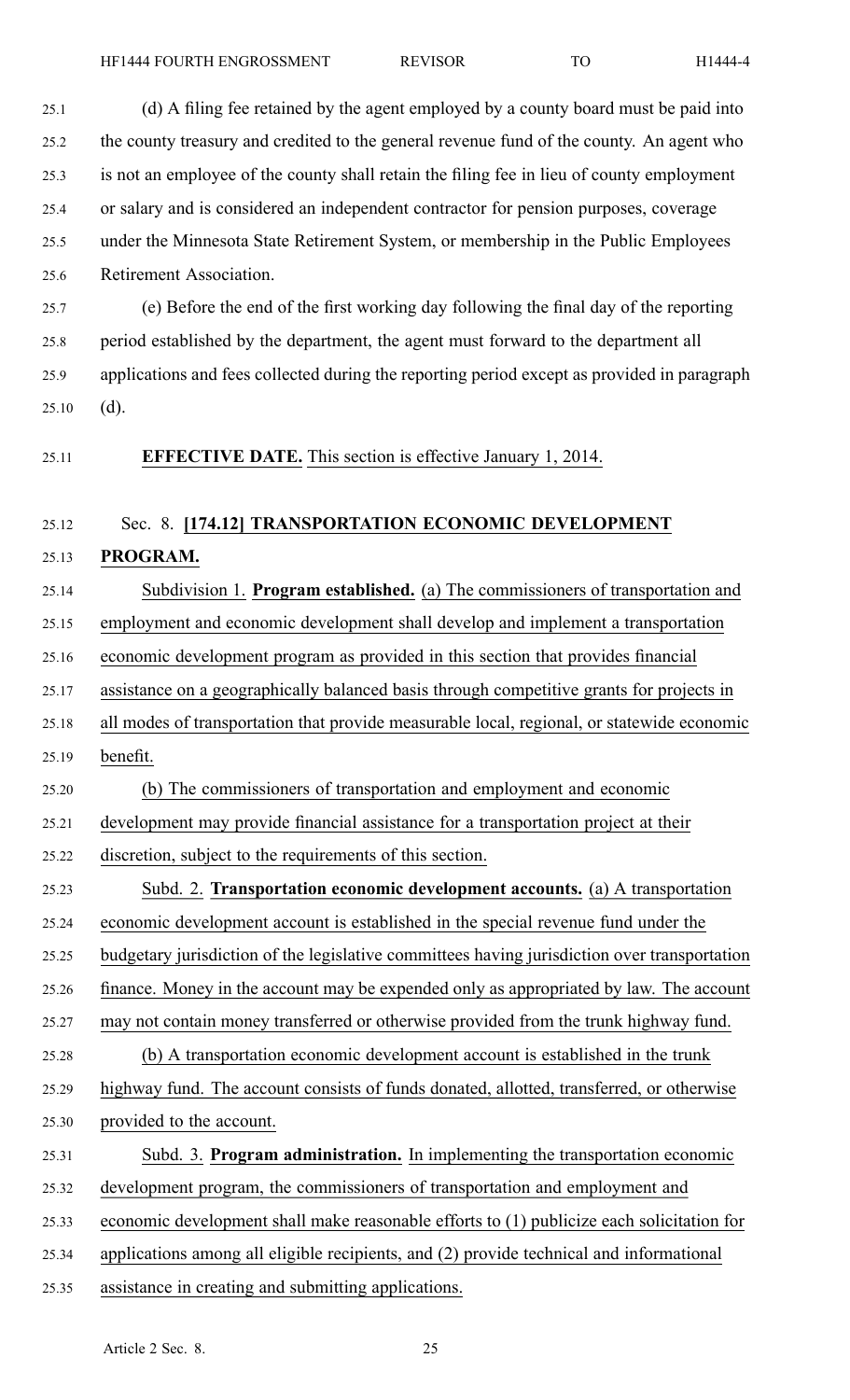(d) A filing fee retained by the agent employed by a county board must be paid into the county treasury and credited to the general revenue fund of the county. An agent who is not an employee of the county shall retain the filing fee in lieu of county employment or salary and is considered an independent contractor for pension purposes, coverage under the Minnesota State Retirement System, or membership in the Public Employees Retirement Association.

(e) Before the end of the first working day following the final day of the reporting period established by the department, the agent must forward to the department all applications and fees collected during the reporting period except as provided in paragraph (d).

**EFFECTIVE DATE.** This section is effective January 1, 2014.

Sec. 8. **[174.12] TRANSPORTATION ECONOMIC DEVELOPMENT PROGRAM.**

Subdivision 1. **Program established.** (a) The commissioners of transportation and employment and economic development shall develop and implement a transportation economic development program as provided in this section that provides financial assistance on a geographically balanced basis through competitive grants for projects in all modes of transportation that provide measurable local, regional, or statewide economic benefit.

(b) The commissioners of transportation and employment and economic development may provide financial assistance for a transportation project at their discretion, subject to the requirements of this section.

Subd. 2. **Transportation economic development accounts.** (a) A transportation economic development account is established in the special revenue fund under the budgetary jurisdiction of the legislative committees having jurisdiction over transportation finance. Money in the account may be expended only as appropriated by law. The account may not contain money transferred or otherwise provided from the trunk highway fund.

(b) A transportation economic development account is established in the trunk highway fund. The account consists of funds donated, allotted, transferred, or otherwise provided to the account.

Subd. 3. **Program administration.** In implementing the transportation economic development program, the commissioners of transportation and employment and economic development shall make reasonable efforts to (1) publicize each solicitation for applications among all eligible recipients, and (2) provide technical and informational assistance in creating and submitting applications.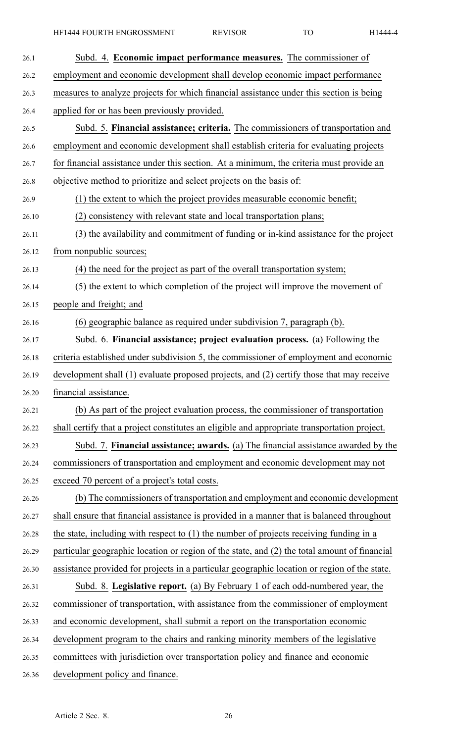Subd. 4. **Economic impact performance measures.** The commissioner of employment and economic development shall develop economic impact performance measures to analyze projects for which financial assistance under this section is being applied for or has been previously provided.

Subd. 5. **Financial assistance; criteria.** The commissioners of transportation and employment and economic development shall establish criteria for evaluating projects for financial assistance under this section. At a minimum, the criteria must provide an objective method to prioritize and select projects on the basis of:

(1) the extent to which the project provides measurable economic benefit;

(2) consistency with relevant state and local transportation plans;

(3) the availability and commitment of funding or in-kind assistance for the project from nonpublic sources;

(4) the need for the project as part of the overall transportation system;

(5) the extent to which completion of the project will improve the movement of people and freight; and

(6) geographic balance as required under subdivision 7, paragraph (b).

Subd. 6. **Financial assistance; project evaluation process.** (a) Following the criteria established under subdivision 5, the commissioner of employment and economic development shall (1) evaluate proposed projects, and (2) certify those that may receive financial assistance.

(b) As part of the project evaluation process, the commissioner of transportation shall certify that a project constitutes an eligible and appropriate transportation project.

Subd. 7. **Financial assistance; awards.** (a) The financial assistance awarded by the commissioners of transportation and employment and economic development may not exceed 70 percent of a project's total costs.

(b) The commissioners of transportation and employment and economic development shall ensure that financial assistance is provided in a manner that is balanced throughout the state, including with respect to (1) the number of projects receiving funding in a particular geographic location or region of the state, and (2) the total amount of financial assistance provided for projects in a particular geographic location or region of the state.

Subd. 8. **Legislative report.** (a) By February 1 of each odd-numbered year, the commissioner of transportation, with assistance from the commissioner of employment and economic development, shall submit a report on the transportation economic development program to the chairs and ranking minority members of the legislative committees with jurisdiction over transportation policy and finance and economic development policy and finance.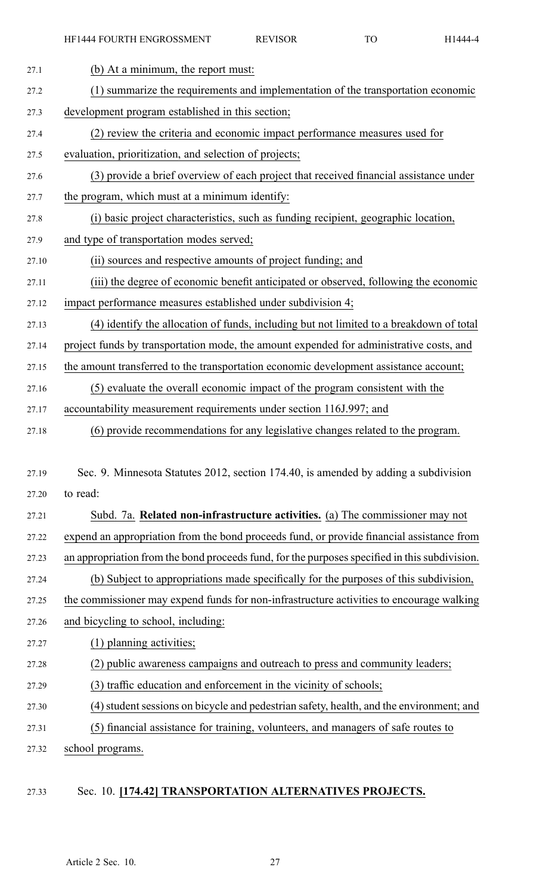(b) At a minimum, the report must:

(1) summarize the requirements and implementation of the transportation economic development program established in this section;

(2) review the criteria and economic impact performance measures used for evaluation, prioritization, and selection of projects;

(3) provide a brief overview of each project that received financial assistance under the program, which must at a minimum identify:

(i) basic project characteristics, such as funding recipient, geographic location, and type of transportation modes served;

(ii) sources and respective amounts of project funding; and

(iii) the degree of economic benefit anticipated or observed, following the economic impact performance measures established under subdivision 4;

(4) identify the allocation of funds, including but not limited to a breakdown of total project funds by transportation mode, the amount expended for administrative costs, and the amount transferred to the transportation economic development assistance account;

(5) evaluate the overall economic impact of the program consistent with the accountability measurement requirements under section 116J.997; and

(6) provide recommendations for any legislative changes related to the program.

Sec. 9. Minnesota Statutes 2012, section 174.40, is amended by adding a subdivision to read:

Subd. 7a. **Related non-infrastructure activities.** (a) The commissioner may not expend an appropriation from the bond proceeds fund, or provide financial assistance from an appropriation from the bond proceeds fund, for the purposes specified in this subdivision.

(b) Subject to appropriations made specifically for the purposes of this subdivision, the commissioner may expend funds for non-infrastructure activities to encourage walking and bicycling to school, including:

(1) planning activities;

(2) public awareness campaigns and outreach to press and community leaders;

(3) traffic education and enforcement in the vicinity of schools;

(4) student sessions on bicycle and pedestrian safety, health, and the environment; and

(5) financial assistance for training, volunteers, and managers of safe routes to school programs.

Sec. 10. **[174.42] TRANSPORTATION ALTERNATIVES PROJECTS.**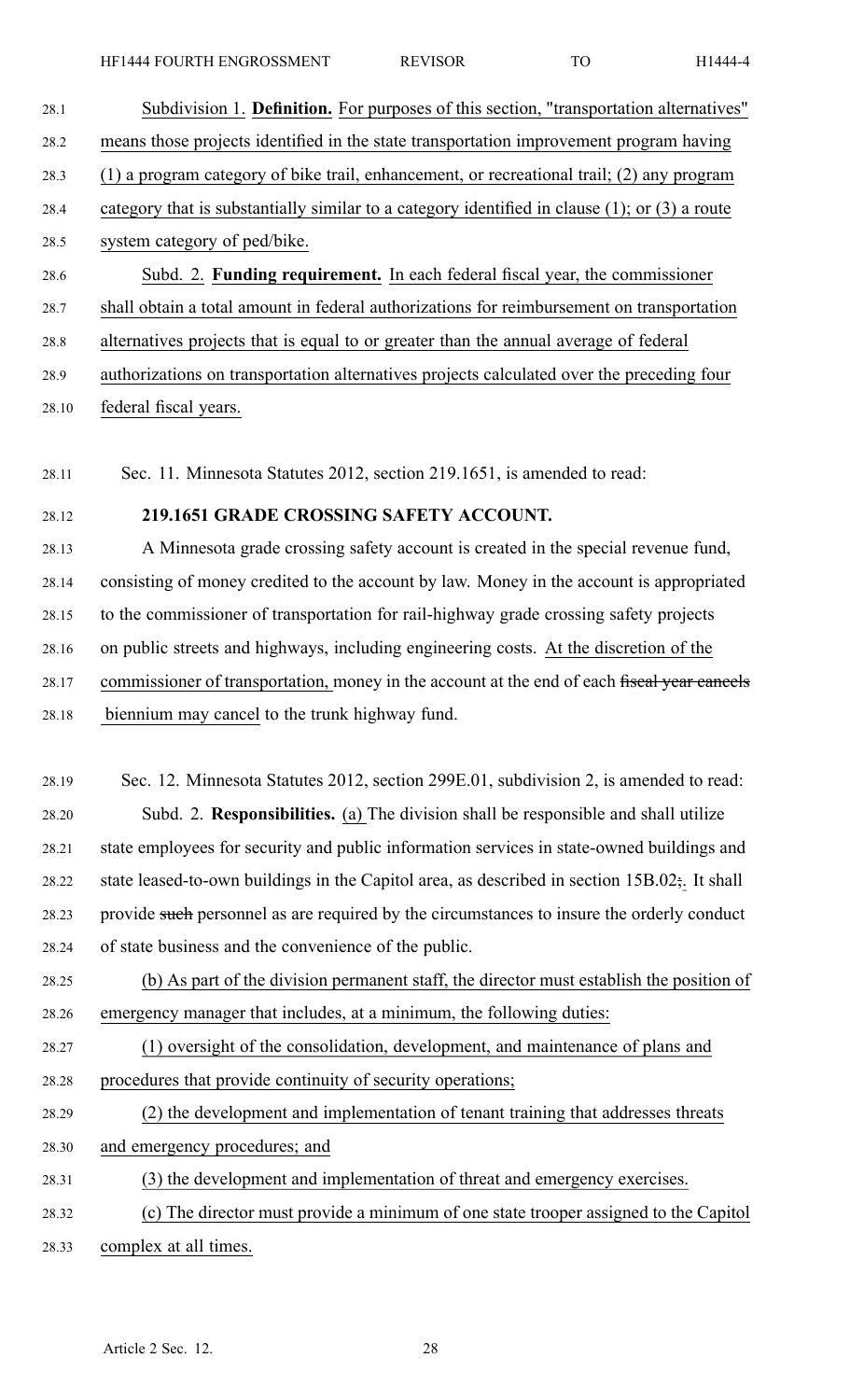Subdivision 1. **Definition.** For purposes of this section, "transportation alternatives" means those projects identified in the state transportation improvement program having (1) a program category of bike trail, enhancement, or recreational trail; (2) any program category that is substantially similar to a category identified in clause (1); or (3) a route system category of ped/bike.

Subd. 2. **Funding requirement.** In each federal fiscal year, the commissioner shall obtain a total amount in federal authorizations for reimbursement on transportation alternatives projects that is equal to or greater than the annual average of federal authorizations on transportation alternatives projects calculated over the preceding four federal fiscal years.

Sec. 11. Minnesota Statutes 2012, section 219.1651, is amended to read:

**219.1651 GRADE CROSSING SAFETY ACCOUNT.**

A Minnesota grade crossing safety account is created in the special revenue fund, consisting of money credited to the account by law. Money in the account is appropriated to the commissioner of transportation for rail-highway grade crossing safety projects on public streets and highways, including engineering costs. At the discretion of the commissioner of transportation, money in the account at the end of each ~~fiscal year cancels~~ biennium may cancel to the trunk highway fund.

Sec. 12. Minnesota Statutes 2012, section 299E.01, subdivision 2, is amended to read:

Subd. 2. **Responsibilities.** (a) The division shall be responsible and shall utilize state employees for security and public information services in state-owned buildings and state leased-to-own buildings in the Capitol area, as described in section 15B.02~~;~~. It shall provide ~~such~~ personnel as are required by the circumstances to insure the orderly conduct of state business and the convenience of the public.

(b) As part of the division permanent staff, the director must establish the position of emergency manager that includes, at a minimum, the following duties:

(1) oversight of the consolidation, development, and maintenance of plans and procedures that provide continuity of security operations;

(2) the development and implementation of tenant training that addresses threats and emergency procedures; and

(3) the development and implementation of threat and emergency exercises.

(c) The director must provide a minimum of one state trooper assigned to the Capitol complex at all times.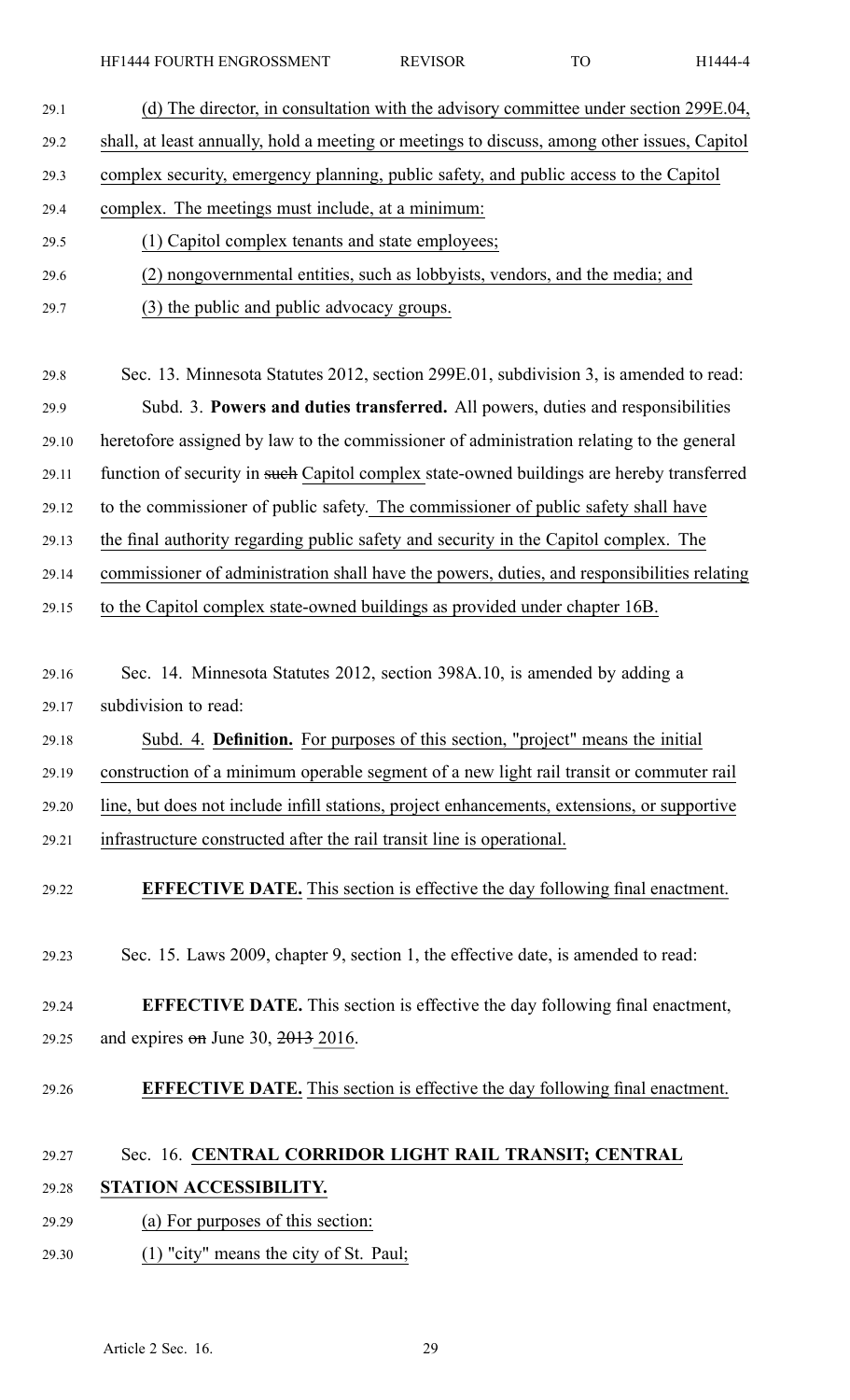(d) The director, in consultation with the advisory committee under section 299E.04, shall, at least annually, hold a meeting or meetings to discuss, among other issues, Capitol complex security, emergency planning, public safety, and public access to the Capitol complex. The meetings must include, at a minimum:

(1) Capitol complex tenants and state employees;

(2) nongovernmental entities, such as lobbyists, vendors, and the media; and

(3) the public and public advocacy groups.

Sec. 13. Minnesota Statutes 2012, section 299E.01, subdivision 3, is amended to read:

Subd. 3. **Powers and duties transferred.** All powers, duties and responsibilities heretofore assigned by law to the commissioner of administration relating to the general function of security in ~~such~~ Capitol complex state-owned buildings are hereby transferred to the commissioner of public safety. The commissioner of public safety shall have the final authority regarding public safety and security in the Capitol complex. The commissioner of administration shall have the powers, duties, and responsibilities relating to the Capitol complex state-owned buildings as provided under chapter 16B.

Sec. 14. Minnesota Statutes 2012, section 398A.10, is amended by adding a subdivision to read:

Subd. 4. **Definition.** For purposes of this section, "project" means the initial construction of a minimum operable segment of a new light rail transit or commuter rail line, but does not include infill stations, project enhancements, extensions, or supportive infrastructure constructed after the rail transit line is operational.

**EFFECTIVE DATE.** This section is effective the day following final enactment.

Sec. 15. Laws 2009, chapter 9, section 1, the effective date, is amended to read:

**EFFECTIVE DATE.** This section is effective the day following final enactment, and expires ~~on~~ June 30, ~~2013~~ 2016.

**EFFECTIVE DATE.** This section is effective the day following final enactment.

Sec. 16. **CENTRAL CORRIDOR LIGHT RAIL TRANSIT; CENTRAL STATION ACCESSIBILITY.**

(a) For purposes of this section:

(1) "city" means the city of St. Paul;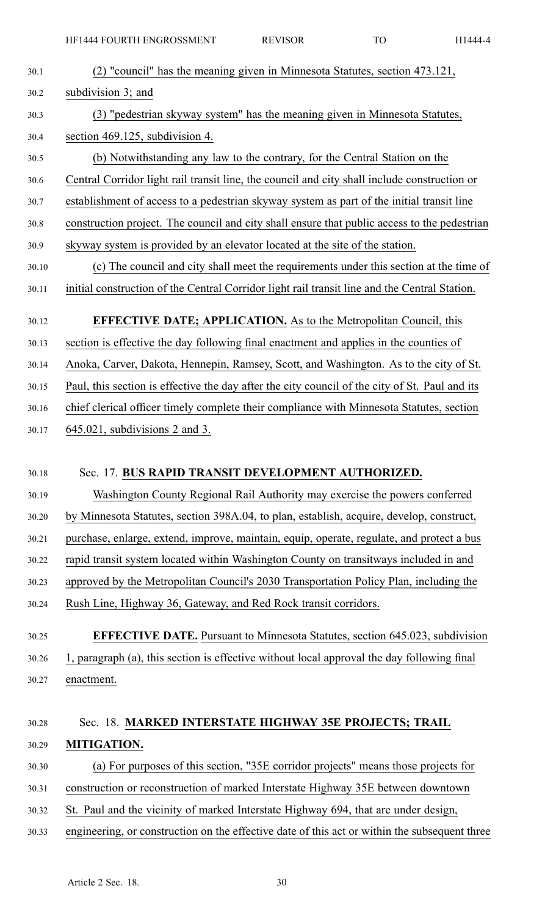(2) "council" has the meaning given in Minnesota Statutes, section 473.121, subdivision 3; and

(3) "pedestrian skyway system" has the meaning given in Minnesota Statutes, section 469.125, subdivision 4.

(b) Notwithstanding any law to the contrary, for the Central Station on the Central Corridor light rail transit line, the council and city shall include construction or establishment of access to a pedestrian skyway system as part of the initial transit line construction project. The council and city shall ensure that public access to the pedestrian skyway system is provided by an elevator located at the site of the station.

(c) The council and city shall meet the requirements under this section at the time of initial construction of the Central Corridor light rail transit line and the Central Station.

**EFFECTIVE DATE; APPLICATION.** As to the Metropolitan Council, this section is effective the day following final enactment and applies in the counties of Anoka, Carver, Dakota, Hennepin, Ramsey, Scott, and Washington. As to the city of St. Paul, this section is effective the day after the city council of the city of St. Paul and its chief clerical officer timely complete their compliance with Minnesota Statutes, section 645.021, subdivisions 2 and 3.

Sec. 17. **BUS RAPID TRANSIT DEVELOPMENT AUTHORIZED.**

Washington County Regional Rail Authority may exercise the powers conferred by Minnesota Statutes, section 398A.04, to plan, establish, acquire, develop, construct, purchase, enlarge, extend, improve, maintain, equip, operate, regulate, and protect a bus rapid transit system located within Washington County on transitways included in and approved by the Metropolitan Council's 2030 Transportation Policy Plan, including the Rush Line, Highway 36, Gateway, and Red Rock transit corridors.

**EFFECTIVE DATE.** Pursuant to Minnesota Statutes, section 645.023, subdivision 1, paragraph (a), this section is effective without local approval the day following final enactment.

Sec. 18. **MARKED INTERSTATE HIGHWAY 35E PROJECTS; TRAIL MITIGATION.**

(a) For purposes of this section, "35E corridor projects" means those projects for construction or reconstruction of marked Interstate Highway 35E between downtown St. Paul and the vicinity of marked Interstate Highway 694, that are under design, engineering, or construction on the effective date of this act or within the subsequent three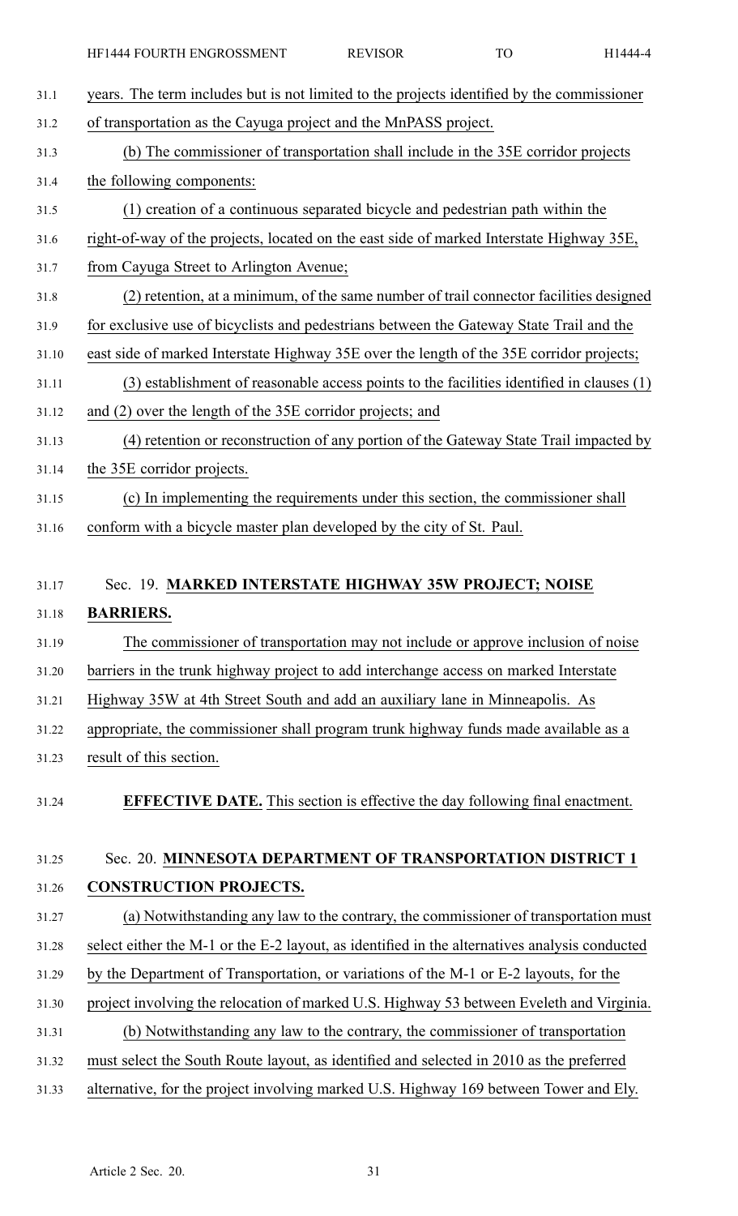years. The term includes but is not limited to the projects identified by the commissioner of transportation as the Cayuga project and the MnPASS project.

(b) The commissioner of transportation shall include in the 35E corridor projects the following components:

(1) creation of a continuous separated bicycle and pedestrian path within the right-of-way of the projects, located on the east side of marked Interstate Highway 35E, from Cayuga Street to Arlington Avenue;

(2) retention, at a minimum, of the same number of trail connector facilities designed for exclusive use of bicyclists and pedestrians between the Gateway State Trail and the east side of marked Interstate Highway 35E over the length of the 35E corridor projects;

(3) establishment of reasonable access points to the facilities identified in clauses (1) and (2) over the length of the 35E corridor projects; and

(4) retention or reconstruction of any portion of the Gateway State Trail impacted by the 35E corridor projects.

(c) In implementing the requirements under this section, the commissioner shall conform with a bicycle master plan developed by the city of St. Paul.

Sec. 19. **MARKED INTERSTATE HIGHWAY 35W PROJECT; NOISE BARRIERS.**

The commissioner of transportation may not include or approve inclusion of noise barriers in the trunk highway project to add interchange access on marked Interstate Highway 35W at 4th Street South and add an auxiliary lane in Minneapolis. As appropriate, the commissioner shall program trunk highway funds made available as a result of this section.

**EFFECTIVE DATE.** This section is effective the day following final enactment.

Sec. 20. **MINNESOTA DEPARTMENT OF TRANSPORTATION DISTRICT 1 CONSTRUCTION PROJECTS.**

(a) Notwithstanding any law to the contrary, the commissioner of transportation must select either the M-1 or the E-2 layout, as identified in the alternatives analysis conducted by the Department of Transportation, or variations of the M-1 or E-2 layouts, for the project involving the relocation of marked U.S. Highway 53 between Eveleth and Virginia.

(b) Notwithstanding any law to the contrary, the commissioner of transportation must select the South Route layout, as identified and selected in 2010 as the preferred alternative, for the project involving marked U.S. Highway 169 between Tower and Ely.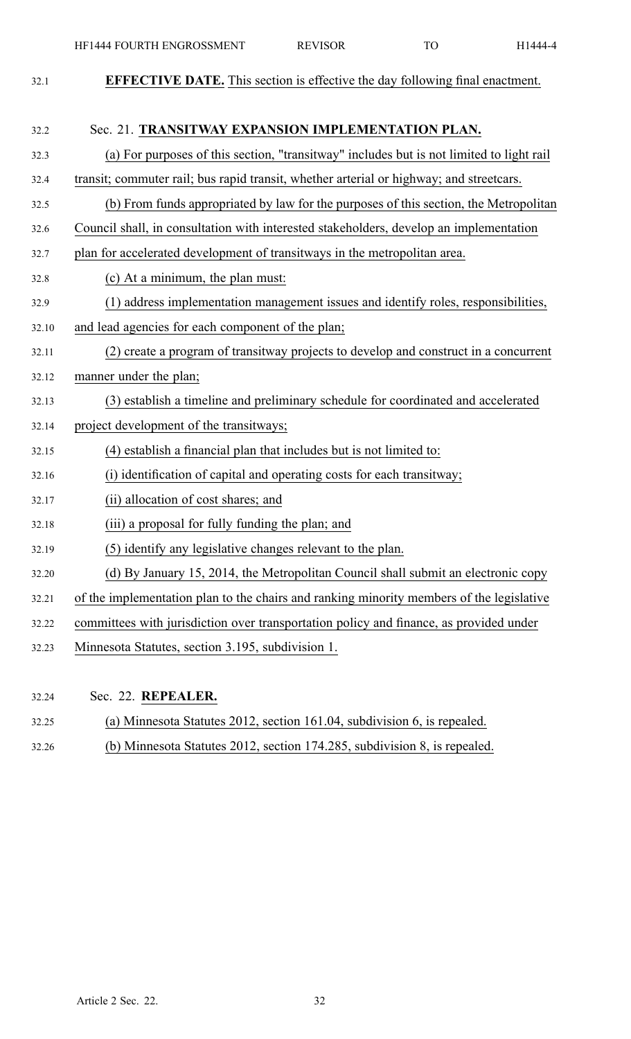**EFFECTIVE DATE.** This section is effective the day following final enactment.

Sec. 21. **TRANSITWAY EXPANSION IMPLEMENTATION PLAN.**

(a) For purposes of this section, "transitway" includes but is not limited to light rail transit; commuter rail; bus rapid transit, whether arterial or highway; and streetcars.

(b) From funds appropriated by law for the purposes of this section, the Metropolitan Council shall, in consultation with interested stakeholders, develop an implementation plan for accelerated development of transitways in the metropolitan area.

(c) At a minimum, the plan must:

(1) address implementation management issues and identify roles, responsibilities, and lead agencies for each component of the plan;

(2) create a program of transitway projects to develop and construct in a concurrent manner under the plan;

(3) establish a timeline and preliminary schedule for coordinated and accelerated project development of the transitways;

(4) establish a financial plan that includes but is not limited to:

(i) identification of capital and operating costs for each transitway;

(ii) allocation of cost shares; and

(iii) a proposal for fully funding the plan; and

(5) identify any legislative changes relevant to the plan.

(d) By January 15, 2014, the Metropolitan Council shall submit an electronic copy of the implementation plan to the chairs and ranking minority members of the legislative committees with jurisdiction over transportation policy and finance, as provided under Minnesota Statutes, section 3.195, subdivision 1.

Sec. 22. **REPEALER.**

(a) Minnesota Statutes 2012, section 161.04, subdivision 6, is repealed.

(b) Minnesota Statutes 2012, section 174.285, subdivision 8, is repealed.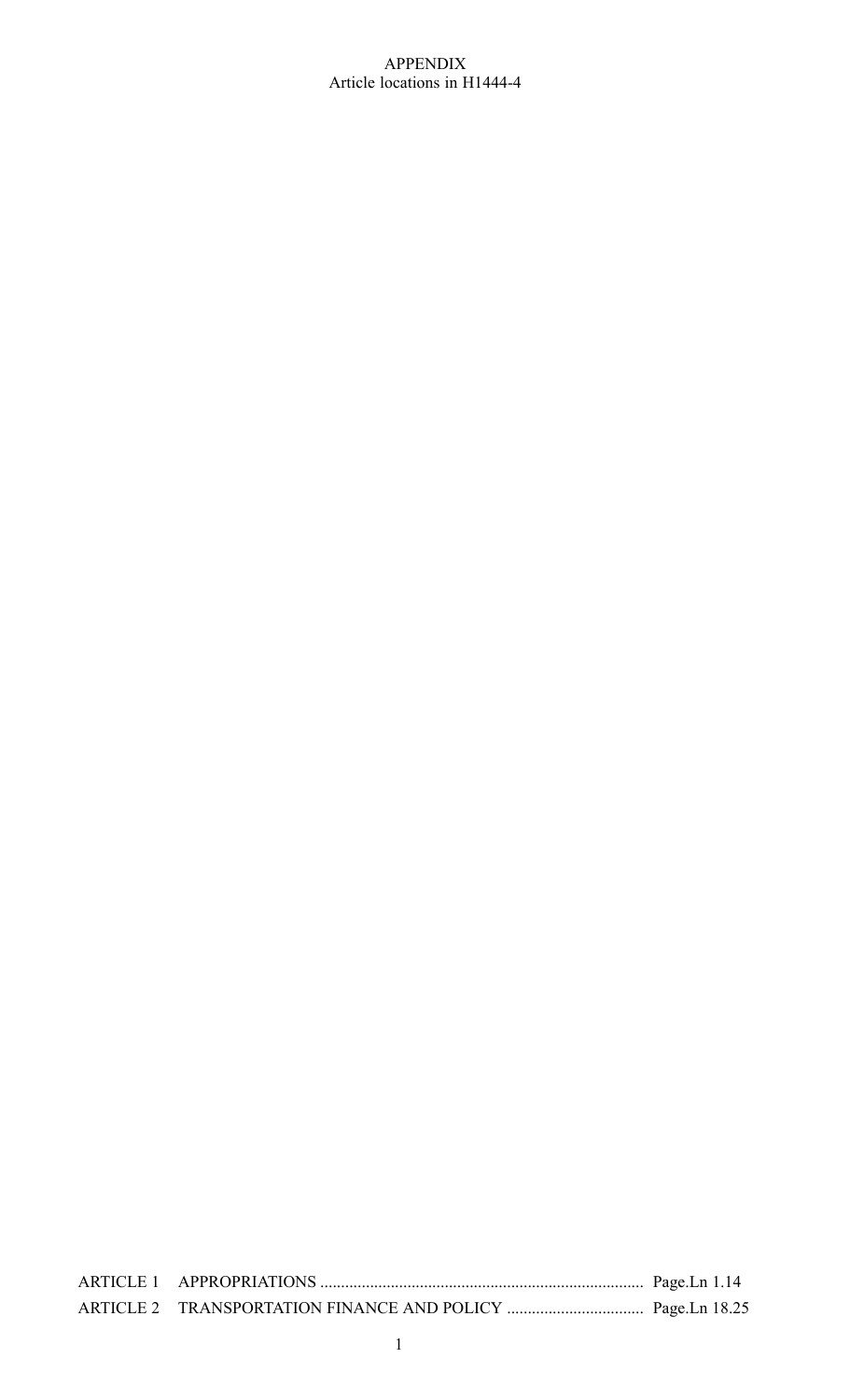# APPENDIX

Article locations in H1444-4

| | | |
|---|---|---|
| ARTICLE 1 | APPROPRIATIONS | Page.Ln 1.14 |
| ARTICLE 2 | TRANSPORTATION FINANCE AND POLICY | Page.Ln 18.25 |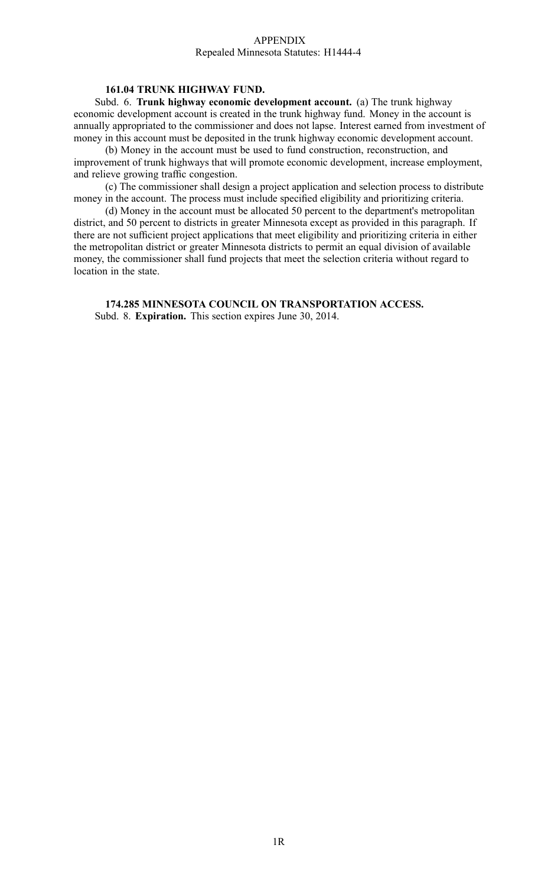APPENDIX
Repealed Minnesota Statutes: H1444-4

**161.04 TRUNK HIGHWAY FUND.**

Subd. 6. **Trunk highway economic development account.** (a) The trunk highway economic development account is created in the trunk highway fund. Money in the account is annually appropriated to the commissioner and does not lapse. Interest earned from investment of money in this account must be deposited in the trunk highway economic development account.

(b) Money in the account must be used to fund construction, reconstruction, and improvement of trunk highways that will promote economic development, increase employment, and relieve growing traffic congestion.

(c) The commissioner shall design a project application and selection process to distribute money in the account. The process must include specified eligibility and prioritizing criteria.

(d) Money in the account must be allocated 50 percent to the department's metropolitan district, and 50 percent to districts in greater Minnesota except as provided in this paragraph. If there are not sufficient project applications that meet eligibility and prioritizing criteria in either the metropolitan district or greater Minnesota districts to permit an equal division of available money, the commissioner shall fund projects that meet the selection criteria without regard to location in the state.

**174.285 MINNESOTA COUNCIL ON TRANSPORTATION ACCESS.**

Subd. 8. **Expiration.** This section expires June 30, 2014.